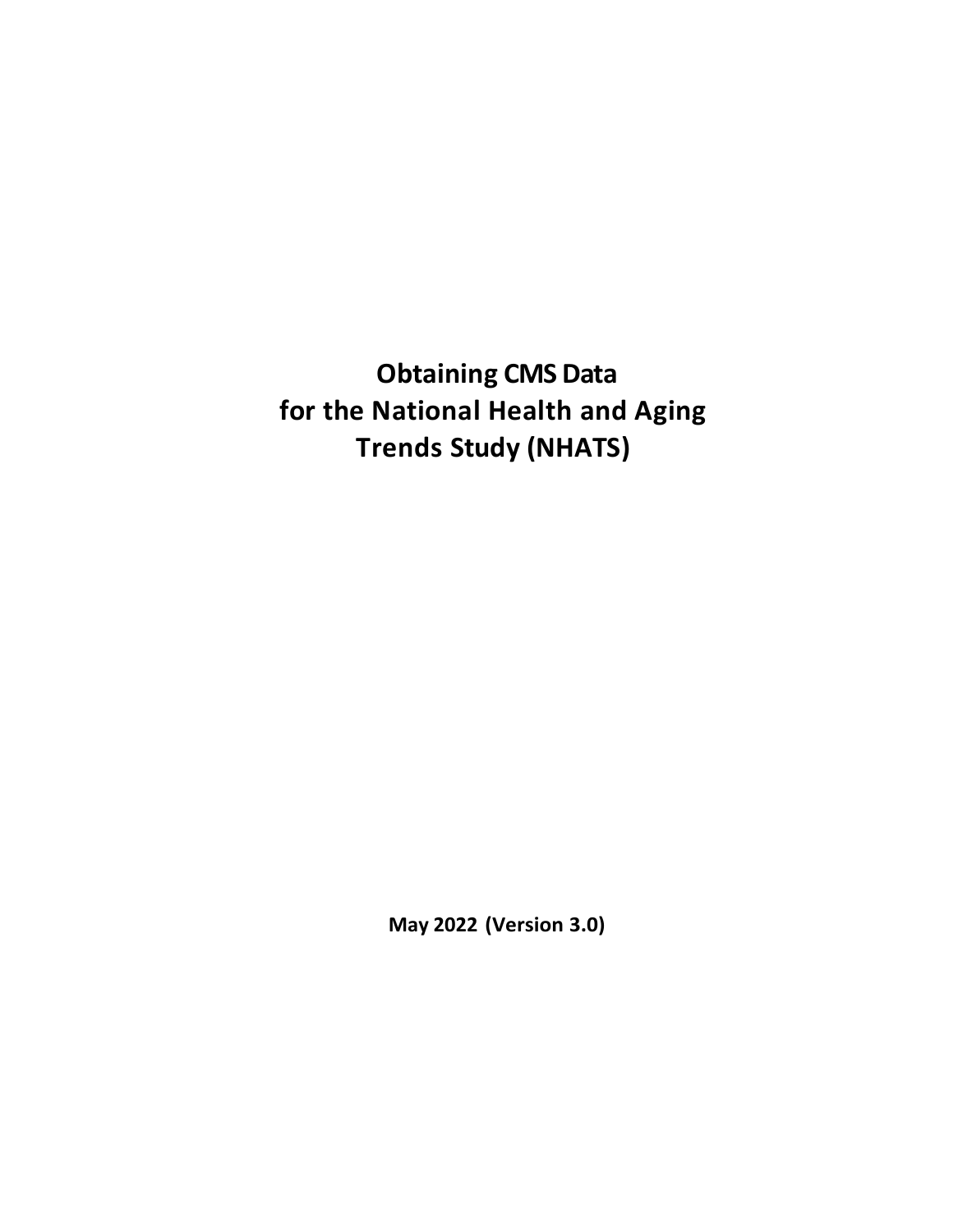# Obtaining CMS Data for the National Health and Aging Trends Study (NHATS)

**May 2022 (Version 3.0)**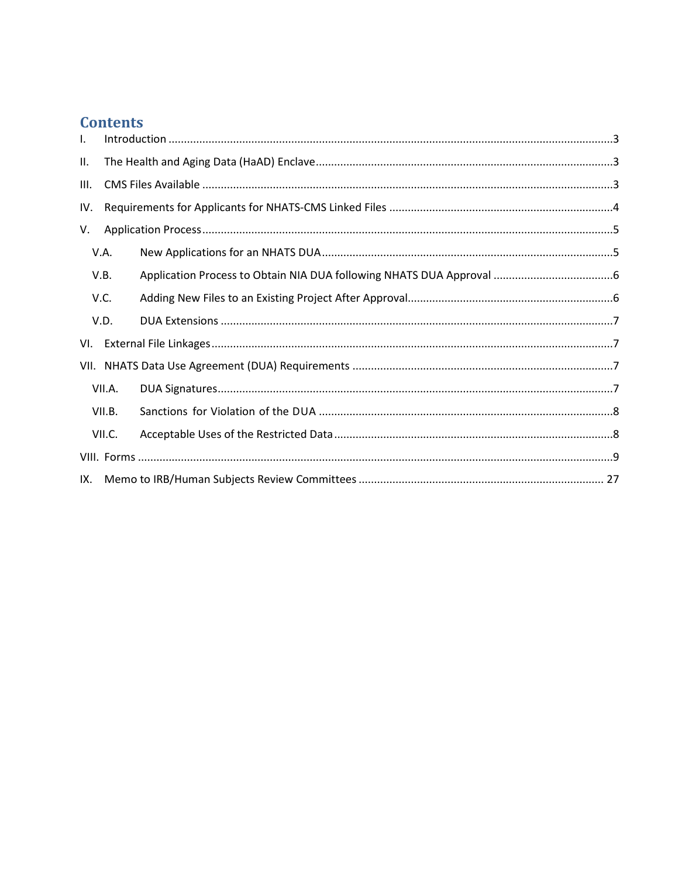# Contents

I. Introduction ....................................................................................................................................3

II. The Health and Aging Data (HaAD) Enclave ................................................................................3

III. CMS Files Available .......................................................................................................................3

IV. Requirements for Applicants for NHATS-CMS Linked Files ........................................................4

V. Application Process .......................................................................................................................5

- V.A. New Applications for an NHATS DUA .................................................................................5
- V.B. Application Process to Obtain NIA DUA following NHATS DUA Approval .........................6
- V.C. Adding New Files to an Existing Project After Approval.......................................................6
- V.D. DUA Extensions ....................................................................................................................7

VI. External File Linkages ....................................................................................................................7

VII. NHATS Data Use Agreement (DUA) Requirements .....................................................................7

- VII.A. DUA Signatures.....................................................................................................................7
- VII.B. Sanctions for Violation of the DUA .......................................................................................8
- VII.C. Acceptable Uses of the Restricted Data ...............................................................................8

VIII. Forms ............................................................................................................................................9

IX. Memo to IRB/Human Subjects Review Committees ................................................................ 27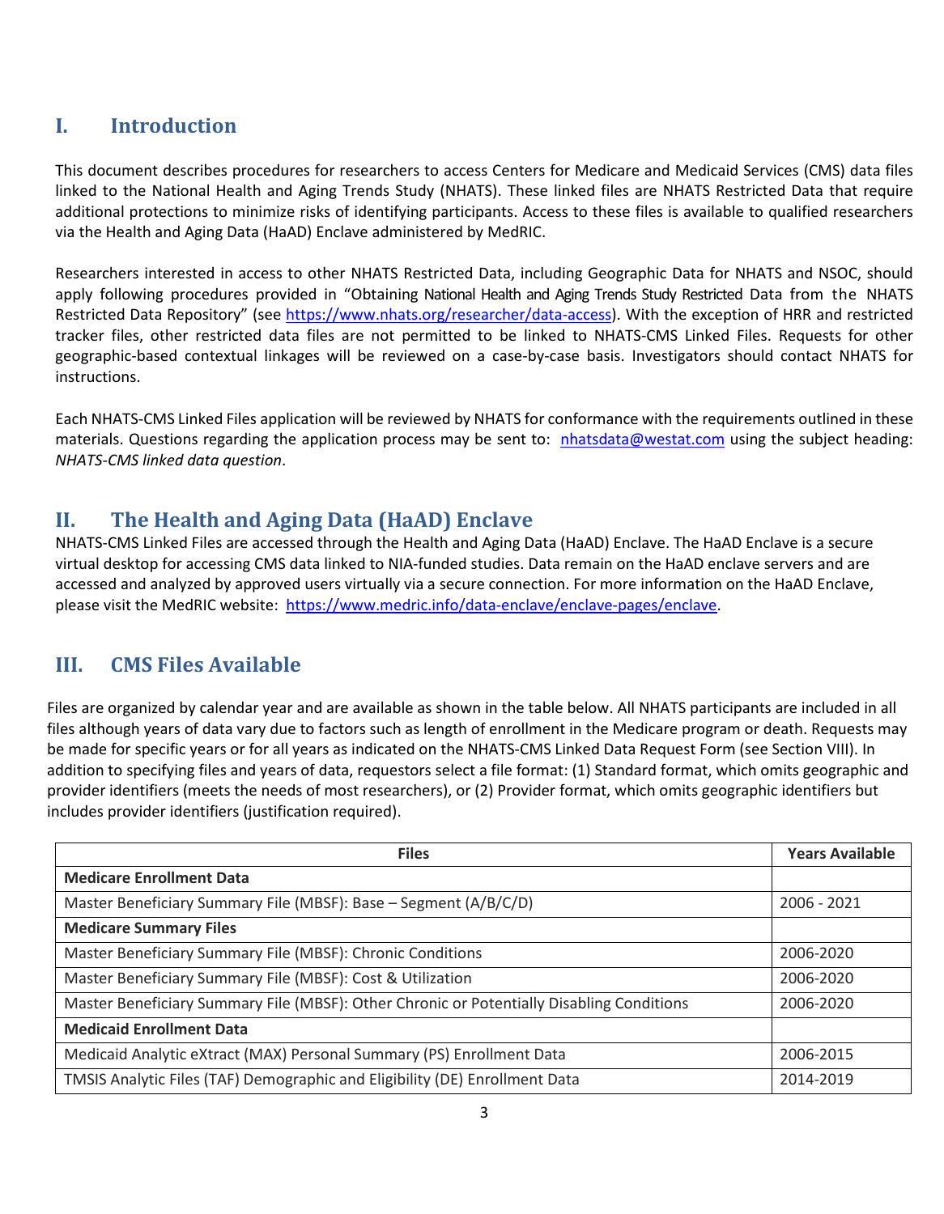## I. Introduction

This document describes procedures for researchers to access Centers for Medicare and Medicaid Services (CMS) data files linked to the National Health and Aging Trends Study (NHATS). These linked files are NHATS Restricted Data that require additional protections to minimize risks of identifying participants. Access to these files is available to qualified researchers via the Health and Aging Data (HaAD) Enclave administered by MedRIC.

Researchers interested in access to other NHATS Restricted Data, including Geographic Data for NHATS and NSOC, should apply following procedures provided in "Obtaining National Health and Aging Trends Study Restricted Data from the NHATS Restricted Data Repository" (see https://www.nhats.org/researcher/data-access). With the exception of HRR and restricted tracker files, other restricted data files are not permitted to be linked to NHATS-CMS Linked Files. Requests for other geographic-based contextual linkages will be reviewed on a case-by-case basis. Investigators should contact NHATS for instructions.

Each NHATS-CMS Linked Files application will be reviewed by NHATS for conformance with the requirements outlined in these materials. Questions regarding the application process may be sent to: nhatsdata@westat.com using the subject heading: *NHATS-CMS linked data question*.

## II. The Health and Aging Data (HaAD) Enclave

NHATS-CMS Linked Files are accessed through the Health and Aging Data (HaAD) Enclave. The HaAD Enclave is a secure virtual desktop for accessing CMS data linked to NIA-funded studies. Data remain on the HaAD enclave servers and are accessed and analyzed by approved users virtually via a secure connection. For more information on the HaAD Enclave, please visit the MedRIC website: https://www.medric.info/data-enclave/enclave-pages/enclave.

## III. CMS Files Available

Files are organized by calendar year and are available as shown in the table below. All NHATS participants are included in all files although years of data vary due to factors such as length of enrollment in the Medicare program or death. Requests may be made for specific years or for all years as indicated on the NHATS-CMS Linked Data Request Form (see Section VIII). In addition to specifying files and years of data, requestors select a file format: (1) Standard format, which omits geographic and provider identifiers (meets the needs of most researchers), or (2) Provider format, which omits geographic identifiers but includes provider identifiers (justification required).

| Files | Years Available |
|---|---|
| **Medicare Enrollment Data** | |
| Master Beneficiary Summary File (MBSF): Base – Segment (A/B/C/D) | 2006 - 2021 |
| **Medicare Summary Files** | |
| Master Beneficiary Summary File (MBSF): Chronic Conditions | 2006-2020 |
| Master Beneficiary Summary File (MBSF): Cost & Utilization | 2006-2020 |
| Master Beneficiary Summary File (MBSF): Other Chronic or Potentially Disabling Conditions | 2006-2020 |
| **Medicaid Enrollment Data** | |
| Medicaid Analytic eXtract (MAX) Personal Summary (PS) Enrollment Data | 2006-2015 |
| TMSIS Analytic Files (TAF) Demographic and Eligibility (DE) Enrollment Data | 2014-2019 |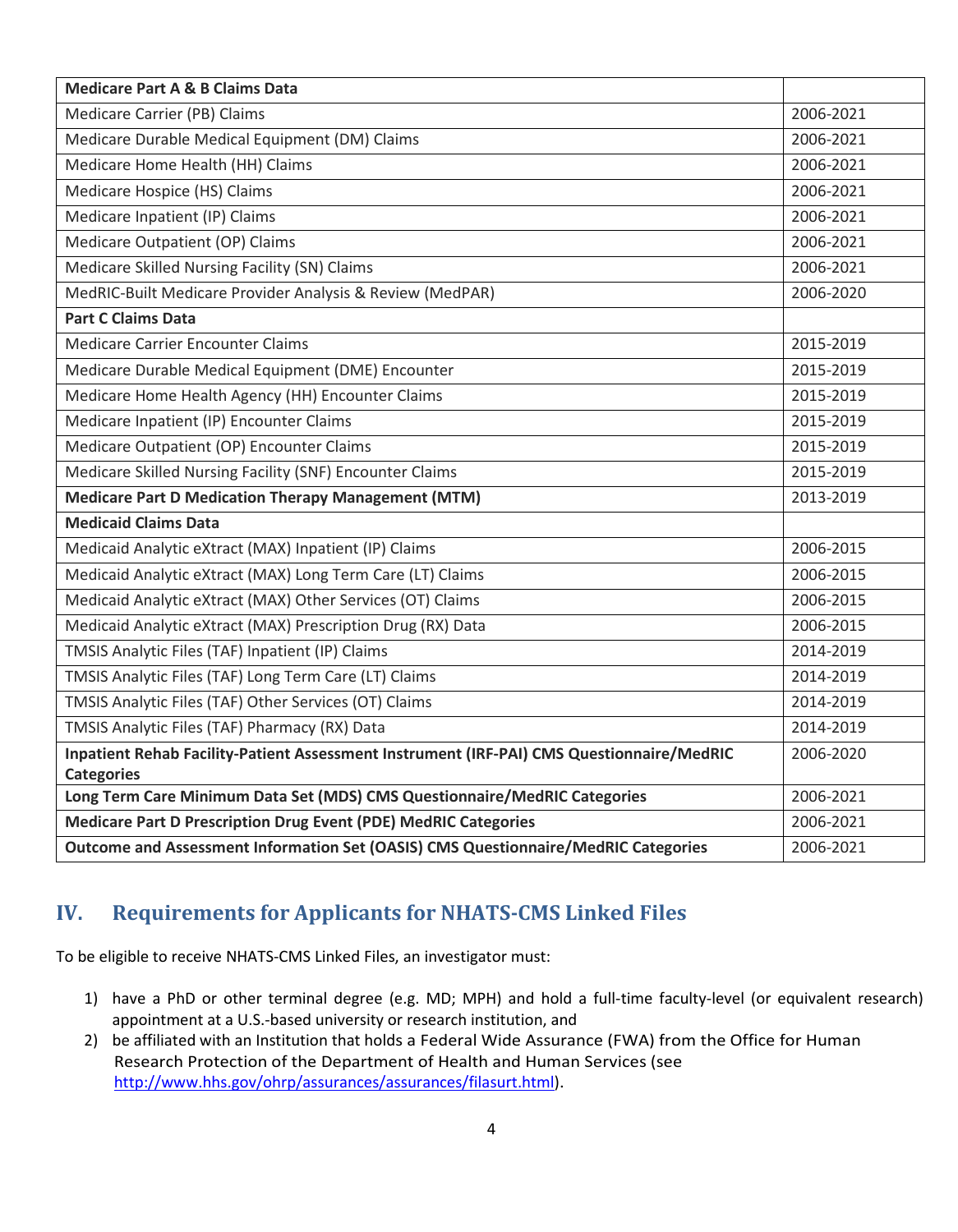| **Medicare Part A & B Claims Data** | |
|---|---|
| Medicare Carrier (PB) Claims | 2006-2021 |
| Medicare Durable Medical Equipment (DM) Claims | 2006-2021 |
| Medicare Home Health (HH) Claims | 2006-2021 |
| Medicare Hospice (HS) Claims | 2006-2021 |
| Medicare Inpatient (IP) Claims | 2006-2021 |
| Medicare Outpatient (OP) Claims | 2006-2021 |
| Medicare Skilled Nursing Facility (SN) Claims | 2006-2021 |
| MedRIC-Built Medicare Provider Analysis & Review (MedPAR) | 2006-2020 |
| **Part C Claims Data** | |
| Medicare Carrier Encounter Claims | 2015-2019 |
| Medicare Durable Medical Equipment (DME) Encounter | 2015-2019 |
| Medicare Home Health Agency (HH) Encounter Claims | 2015-2019 |
| Medicare Inpatient (IP) Encounter Claims | 2015-2019 |
| Medicare Outpatient (OP) Encounter Claims | 2015-2019 |
| Medicare Skilled Nursing Facility (SNF) Encounter Claims | 2015-2019 |
| **Medicare Part D Medication Therapy Management (MTM)** | 2013-2019 |
| **Medicaid Claims Data** | |
| Medicaid Analytic eXtract (MAX) Inpatient (IP) Claims | 2006-2015 |
| Medicaid Analytic eXtract (MAX) Long Term Care (LT) Claims | 2006-2015 |
| Medicaid Analytic eXtract (MAX) Other Services (OT) Claims | 2006-2015 |
| Medicaid Analytic eXtract (MAX) Prescription Drug (RX) Data | 2006-2015 |
| TMSIS Analytic Files (TAF) Inpatient (IP) Claims | 2014-2019 |
| TMSIS Analytic Files (TAF) Long Term Care (LT) Claims | 2014-2019 |
| TMSIS Analytic Files (TAF) Other Services (OT) Claims | 2014-2019 |
| TMSIS Analytic Files (TAF) Pharmacy (RX) Data | 2014-2019 |
| **Inpatient Rehab Facility-Patient Assessment Instrument (IRF-PAI) CMS Questionnaire/MedRIC Categories** | 2006-2020 |
| **Long Term Care Minimum Data Set (MDS) CMS Questionnaire/MedRIC Categories** | 2006-2021 |
| **Medicare Part D Prescription Drug Event (PDE) MedRIC Categories** | 2006-2021 |
| **Outcome and Assessment Information Set (OASIS) CMS Questionnaire/MedRIC Categories** | 2006-2021 |

## IV. Requirements for Applicants for NHATS-CMS Linked Files

To be eligible to receive NHATS-CMS Linked Files, an investigator must:

1) have a PhD or other terminal degree (e.g. MD; MPH) and hold a full-time faculty-level (or equivalent research) appointment at a U.S.-based university or research institution, and
2) be affiliated with an Institution that holds a Federal Wide Assurance (FWA) from the Office for Human Research Protection of the Department of Health and Human Services (see http://www.hhs.gov/ohrp/assurances/assurances/filasurt.html).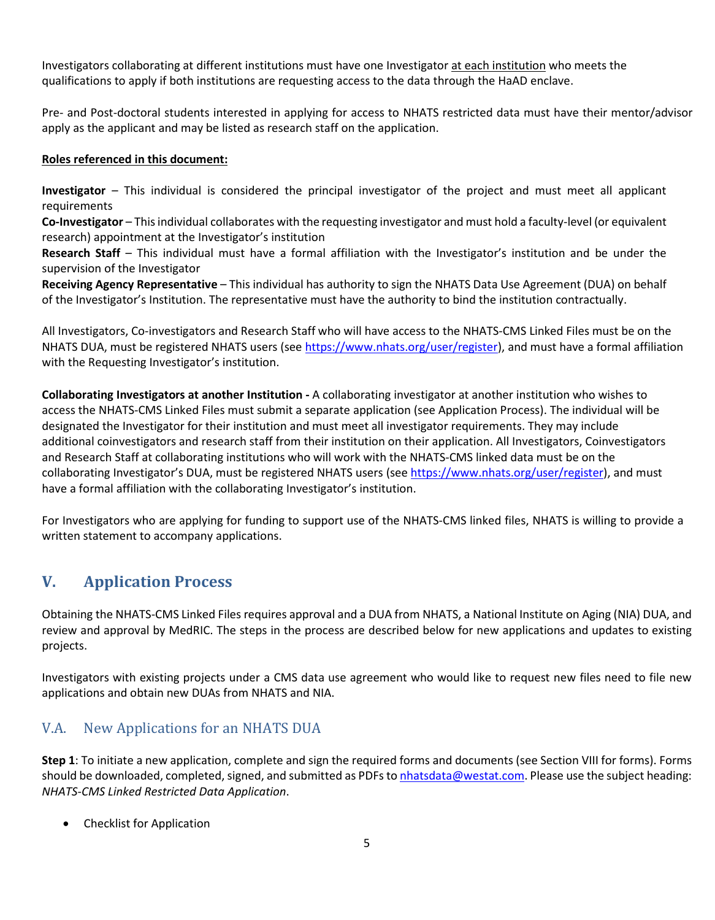Investigators collaborating at different institutions must have one Investigator at each institution who meets the qualifications to apply if both institutions are requesting access to the data through the HaAD enclave.

Pre- and Post-doctoral students interested in applying for access to NHATS restricted data must have their mentor/advisor apply as the applicant and may be listed as research staff on the application.

**Roles referenced in this document:**

**Investigator** – This individual is considered the principal investigator of the project and must meet all applicant requirements

**Co-Investigator** – This individual collaborates with the requesting investigator and must hold a faculty-level (or equivalent research) appointment at the Investigator's institution

**Research Staff** – This individual must have a formal affiliation with the Investigator's institution and be under the supervision of the Investigator

**Receiving Agency Representative** – This individual has authority to sign the NHATS Data Use Agreement (DUA) on behalf of the Investigator's Institution. The representative must have the authority to bind the institution contractually.

All Investigators, Co-investigators and Research Staff who will have access to the NHATS-CMS Linked Files must be on the NHATS DUA, must be registered NHATS users (see https://www.nhats.org/user/register), and must have a formal affiliation with the Requesting Investigator's institution.

**Collaborating Investigators at another Institution -** A collaborating investigator at another institution who wishes to access the NHATS-CMS Linked Files must submit a separate application (see Application Process). The individual will be designated the Investigator for their institution and must meet all investigator requirements. They may include additional coinvestigators and research staff from their institution on their application. All Investigators, Coinvestigators and Research Staff at collaborating institutions who will work with the NHATS-CMS linked data must be on the collaborating Investigator's DUA, must be registered NHATS users (see https://www.nhats.org/user/register), and must have a formal affiliation with the collaborating Investigator's institution.

For Investigators who are applying for funding to support use of the NHATS-CMS linked files, NHATS is willing to provide a written statement to accompany applications.

## V. Application Process

Obtaining the NHATS-CMS Linked Files requires approval and a DUA from NHATS, a National Institute on Aging (NIA) DUA, and review and approval by MedRIC. The steps in the process are described below for new applications and updates to existing projects.

Investigators with existing projects under a CMS data use agreement who would like to request new files need to file new applications and obtain new DUAs from NHATS and NIA.

### V.A. New Applications for an NHATS DUA

**Step 1**: To initiate a new application, complete and sign the required forms and documents (see Section VIII for forms). Forms should be downloaded, completed, signed, and submitted as PDFs to nhatsdata@westat.com. Please use the subject heading: *NHATS-CMS Linked Restricted Data Application*.

- Checklist for Application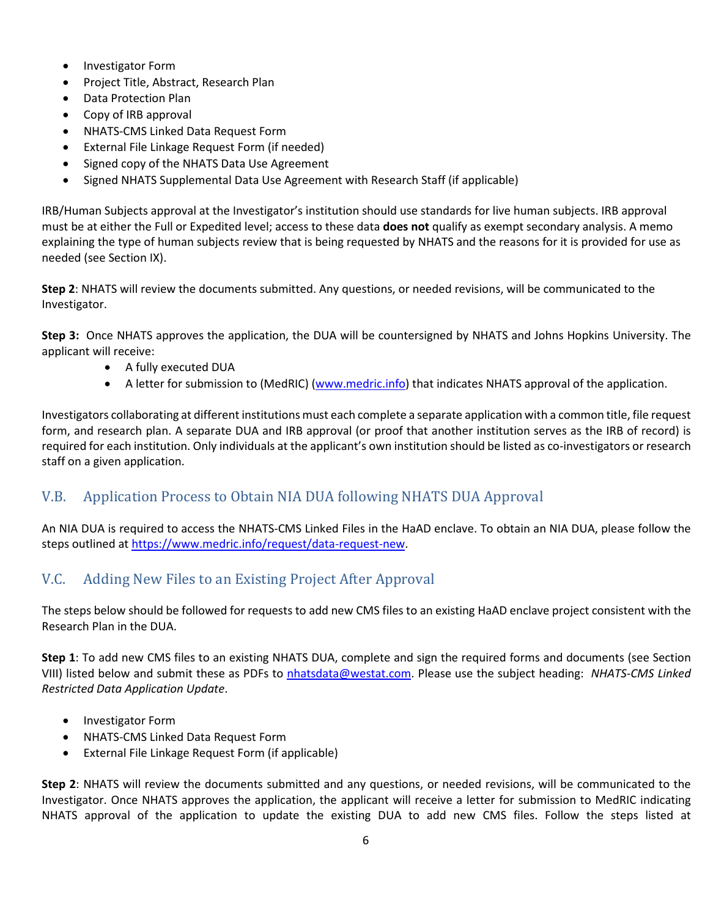- Investigator Form
- Project Title, Abstract, Research Plan
- Data Protection Plan
- Copy of IRB approval
- NHATS-CMS Linked Data Request Form
- External File Linkage Request Form (if needed)
- Signed copy of the NHATS Data Use Agreement
- Signed NHATS Supplemental Data Use Agreement with Research Staff (if applicable)

IRB/Human Subjects approval at the Investigator's institution should use standards for live human subjects. IRB approval must be at either the Full or Expedited level; access to these data **does not** qualify as exempt secondary analysis. A memo explaining the type of human subjects review that is being requested by NHATS and the reasons for it is provided for use as needed (see Section IX).

**Step 2**: NHATS will review the documents submitted. Any questions, or needed revisions, will be communicated to the Investigator.

**Step 3:** Once NHATS approves the application, the DUA will be countersigned by NHATS and Johns Hopkins University. The applicant will receive:

- A fully executed DUA
- A letter for submission to (MedRIC) (www.medric.info) that indicates NHATS approval of the application.

Investigators collaborating at different institutions must each complete a separate application with a common title, file request form, and research plan. A separate DUA and IRB approval (or proof that another institution serves as the IRB of record) is required for each institution. Only individuals at the applicant's own institution should be listed as co-investigators or research staff on a given application.

## V.B. Application Process to Obtain NIA DUA following NHATS DUA Approval

An NIA DUA is required to access the NHATS-CMS Linked Files in the HaAD enclave. To obtain an NIA DUA, please follow the steps outlined at https://www.medric.info/request/data-request-new.

## V.C. Adding New Files to an Existing Project After Approval

The steps below should be followed for requests to add new CMS files to an existing HaAD enclave project consistent with the Research Plan in the DUA.

**Step 1**: To add new CMS files to an existing NHATS DUA, complete and sign the required forms and documents (see Section VIII) listed below and submit these as PDFs to nhatsdata@westat.com. Please use the subject heading: *NHATS-CMS Linked Restricted Data Application Update*.

- Investigator Form
- NHATS-CMS Linked Data Request Form
- External File Linkage Request Form (if applicable)

**Step 2**: NHATS will review the documents submitted and any questions, or needed revisions, will be communicated to the Investigator. Once NHATS approves the application, the applicant will receive a letter for submission to MedRIC indicating NHATS approval of the application to update the existing DUA to add new CMS files. Follow the steps listed at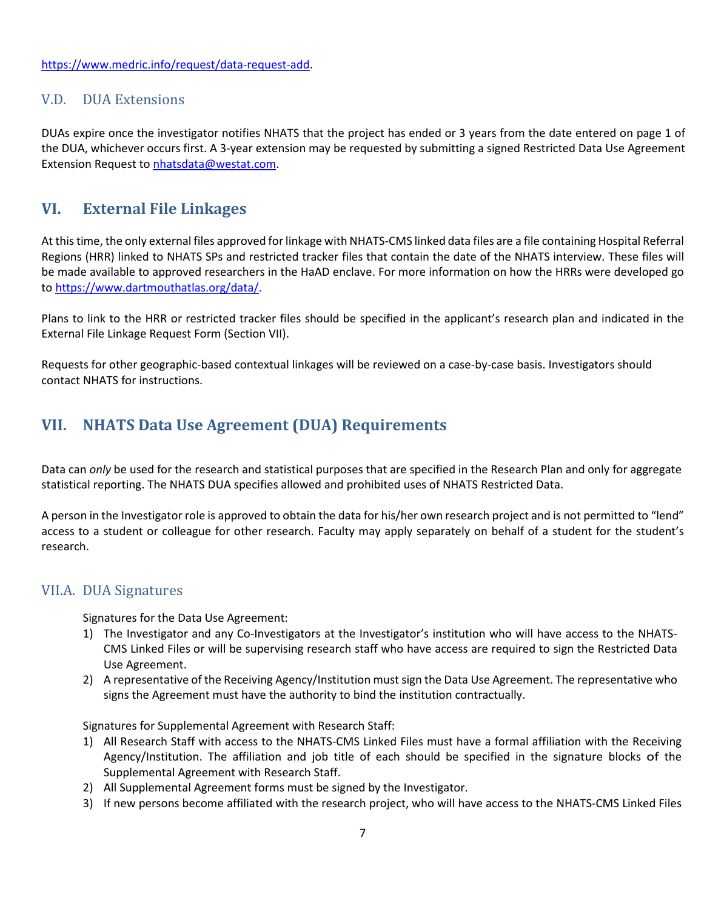https://www.medric.info/request/data-request-add.

### V.D. DUA Extensions

DUAs expire once the investigator notifies NHATS that the project has ended or 3 years from the date entered on page 1 of the DUA, whichever occurs first. A 3-year extension may be requested by submitting a signed Restricted Data Use Agreement Extension Request to nhatsdata@westat.com.

## VI. External File Linkages

At this time, the only external files approved for linkage with NHATS-CMS linked data files are a file containing Hospital Referral Regions (HRR) linked to NHATS SPs and restricted tracker files that contain the date of the NHATS interview. These files will be made available to approved researchers in the HaAD enclave. For more information on how the HRRs were developed go to https://www.dartmouthatlas.org/data/.

Plans to link to the HRR or restricted tracker files should be specified in the applicant's research plan and indicated in the External File Linkage Request Form (Section VII).

Requests for other geographic-based contextual linkages will be reviewed on a case-by-case basis. Investigators should contact NHATS for instructions.

## VII. NHATS Data Use Agreement (DUA) Requirements

Data can *only* be used for the research and statistical purposes that are specified in the Research Plan and only for aggregate statistical reporting. The NHATS DUA specifies allowed and prohibited uses of NHATS Restricted Data.

A person in the Investigator role is approved to obtain the data for his/her own research project and is not permitted to "lend" access to a student or colleague for other research. Faculty may apply separately on behalf of a student for the student's research.

### VII.A. DUA Signatures

Signatures for the Data Use Agreement:

1) The Investigator and any Co-Investigators at the Investigator's institution who will have access to the NHATS-CMS Linked Files or will be supervising research staff who have access are required to sign the Restricted Data Use Agreement.
2) A representative of the Receiving Agency/Institution must sign the Data Use Agreement. The representative who signs the Agreement must have the authority to bind the institution contractually.

Signatures for Supplemental Agreement with Research Staff:

1) All Research Staff with access to the NHATS-CMS Linked Files must have a formal affiliation with the Receiving Agency/Institution. The affiliation and job title of each should be specified in the signature blocks of the Supplemental Agreement with Research Staff.
2) All Supplemental Agreement forms must be signed by the Investigator.
3) If new persons become affiliated with the research project, who will have access to the NHATS-CMS Linked Files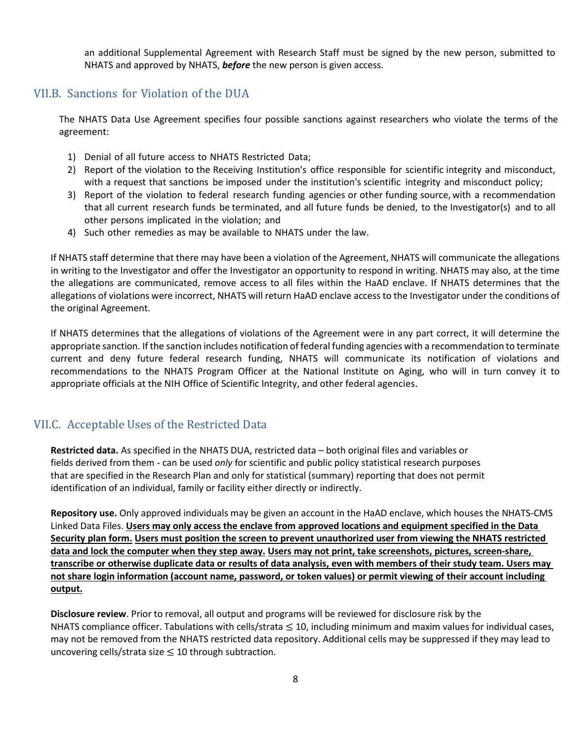an additional Supplemental Agreement with Research Staff must be signed by the new person, submitted to NHATS and approved by NHATS, ***before*** the new person is given access.

## VII.B. Sanctions for Violation of the DUA

The NHATS Data Use Agreement specifies four possible sanctions against researchers who violate the terms of the agreement:

1) Denial of all future access to NHATS Restricted Data;
2) Report of the violation to the Receiving Institution's office responsible for scientific integrity and misconduct, with a request that sanctions be imposed under the institution's scientific integrity and misconduct policy;
3) Report of the violation to federal research funding agencies or other funding source, with a recommendation that all current research funds be terminated, and all future funds be denied, to the Investigator(s) and to all other persons implicated in the violation; and
4) Such other remedies as may be available to NHATS under the law.

If NHATS staff determine that there may have been a violation of the Agreement, NHATS will communicate the allegations in writing to the Investigator and offer the Investigator an opportunity to respond in writing. NHATS may also, at the time the allegations are communicated, remove access to all files within the HaAD enclave. If NHATS determines that the allegations of violations were incorrect, NHATS will return HaAD enclave access to the Investigator under the conditions of the original Agreement.

If NHATS determines that the allegations of violations of the Agreement were in any part correct, it will determine the appropriate sanction. If the sanction includes notification of federal funding agencies with a recommendation to terminate current and deny future federal research funding, NHATS will communicate its notification of violations and recommendations to the NHATS Program Officer at the National Institute on Aging, who will in turn convey it to appropriate officials at the NIH Office of Scientific Integrity, and other federal agencies.

## VII.C. Acceptable Uses of the Restricted Data

**Restricted data.** As specified in the NHATS DUA, restricted data – both original files and variables or fields derived from them - can be used *only* for scientific and public policy statistical research purposes that are specified in the Research Plan and only for statistical (summary) reporting that does not permit identification of an individual, family or facility either directly or indirectly.

**Repository use.** Only approved individuals may be given an account in the HaAD enclave, which houses the NHATS-CMS Linked Data Files. **Users may only access the enclave from approved locations and equipment specified in the Data Security plan form. Users must position the screen to prevent unauthorized user from viewing the NHATS restricted data and lock the computer when they step away. Users may not print, take screenshots, pictures, screen-share, transcribe or otherwise duplicate data or results of data analysis, even with members of their study team. Users may not share login information (account name, password, or token values) or permit viewing of their account including output.**

**Disclosure review**. Prior to removal, all output and programs will be reviewed for disclosure risk by the NHATS compliance officer. Tabulations with cells/strata $\leq 10$, including minimum and maxim values for individual cases, may not be removed from the NHATS restricted data repository. Additional cells may be suppressed if they may lead to uncovering cells/strata size $\leq 10$ through subtraction.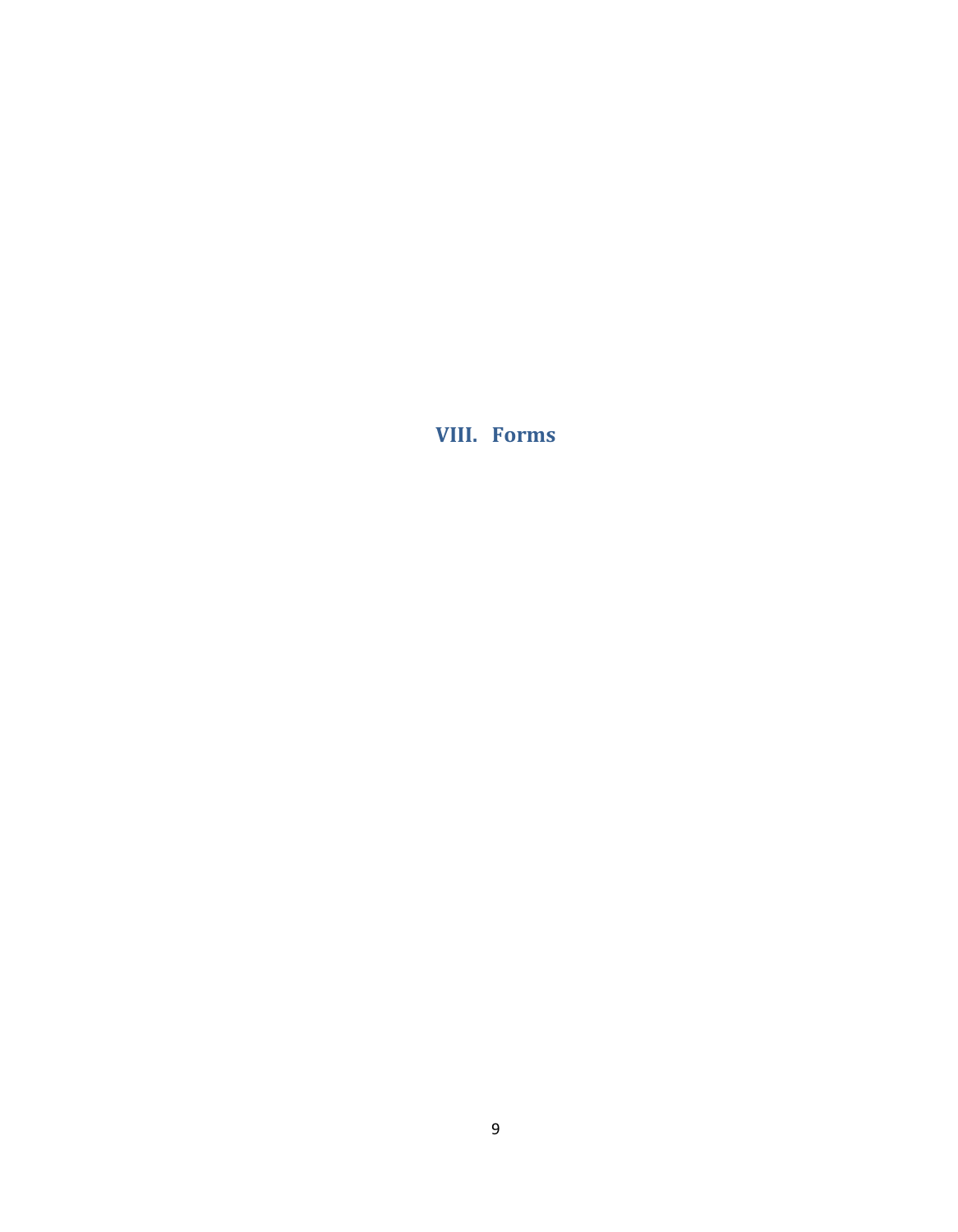# VIII. Forms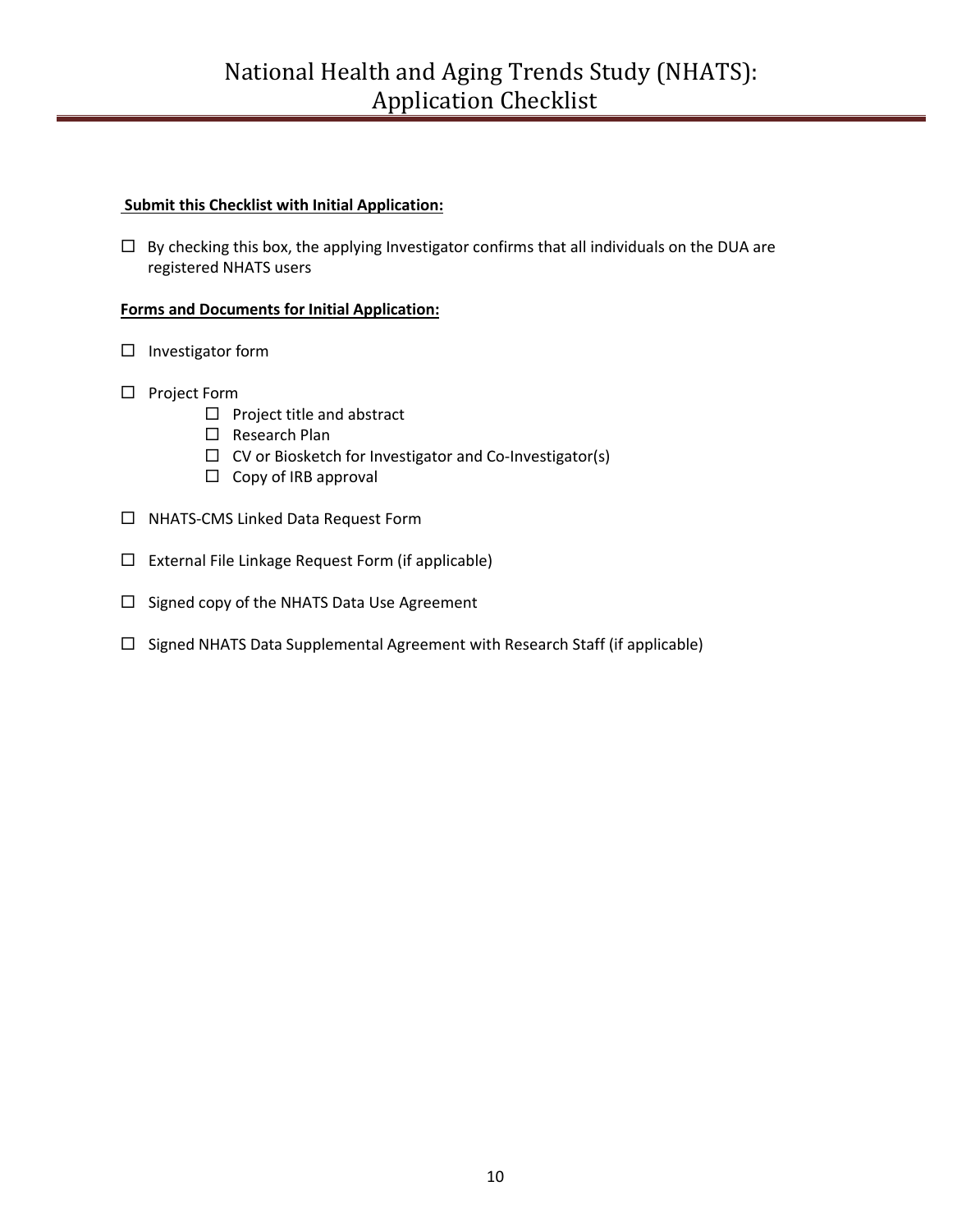# National Health and Aging Trends Study (NHATS): Application Checklist

**Submit this Checklist with Initial Application:**

☐ By checking this box, the applying Investigator confirms that all individuals on the DUA are registered NHATS users

**Forms and Documents for Initial Application:**

☐ Investigator form

☐ Project Form
  - ☐ Project title and abstract
  - ☐ Research Plan
  - ☐ CV or Biosketch for Investigator and Co-Investigator(s)
  - ☐ Copy of IRB approval

☐ NHATS-CMS Linked Data Request Form

☐ External File Linkage Request Form (if applicable)

☐ Signed copy of the NHATS Data Use Agreement

☐ Signed NHATS Data Supplemental Agreement with Research Staff (if applicable)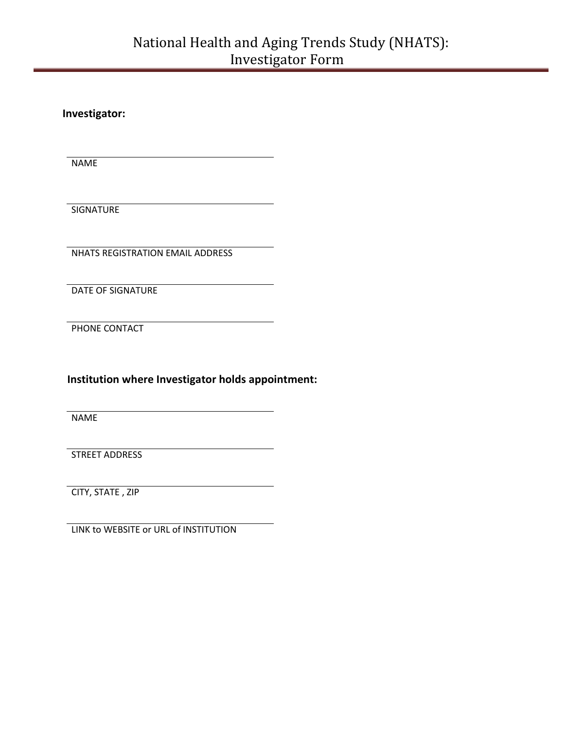# National Health and Aging Trends Study (NHATS): Investigator Form

**Investigator:**

\_\_\_\_\_\_\_\_\_\_\_\_\_\_\_\_\_\_\_\_\_\_\_\_\_\_\_\_\_\_\_\_\_\_\_\_\_\_\_\_
NAME

\_\_\_\_\_\_\_\_\_\_\_\_\_\_\_\_\_\_\_\_\_\_\_\_\_\_\_\_\_\_\_\_\_\_\_\_\_\_\_\_
SIGNATURE

\_\_\_\_\_\_\_\_\_\_\_\_\_\_\_\_\_\_\_\_\_\_\_\_\_\_\_\_\_\_\_\_\_\_\_\_\_\_\_\_
NHATS REGISTRATION EMAIL ADDRESS

\_\_\_\_\_\_\_\_\_\_\_\_\_\_\_\_\_\_\_\_\_\_\_\_\_\_\_\_\_\_\_\_\_\_\_\_\_\_\_\_
DATE OF SIGNATURE

\_\_\_\_\_\_\_\_\_\_\_\_\_\_\_\_\_\_\_\_\_\_\_\_\_\_\_\_\_\_\_\_\_\_\_\_\_\_\_\_
PHONE CONTACT

**Institution where Investigator holds appointment:**

\_\_\_\_\_\_\_\_\_\_\_\_\_\_\_\_\_\_\_\_\_\_\_\_\_\_\_\_\_\_\_\_\_\_\_\_\_\_\_\_
NAME

\_\_\_\_\_\_\_\_\_\_\_\_\_\_\_\_\_\_\_\_\_\_\_\_\_\_\_\_\_\_\_\_\_\_\_\_\_\_\_\_
STREET ADDRESS

\_\_\_\_\_\_\_\_\_\_\_\_\_\_\_\_\_\_\_\_\_\_\_\_\_\_\_\_\_\_\_\_\_\_\_\_\_\_\_\_
CITY, STATE , ZIP

\_\_\_\_\_\_\_\_\_\_\_\_\_\_\_\_\_\_\_\_\_\_\_\_\_\_\_\_\_\_\_\_\_\_\_\_\_\_\_\_
LINK to WEBSITE or URL of INSTITUTION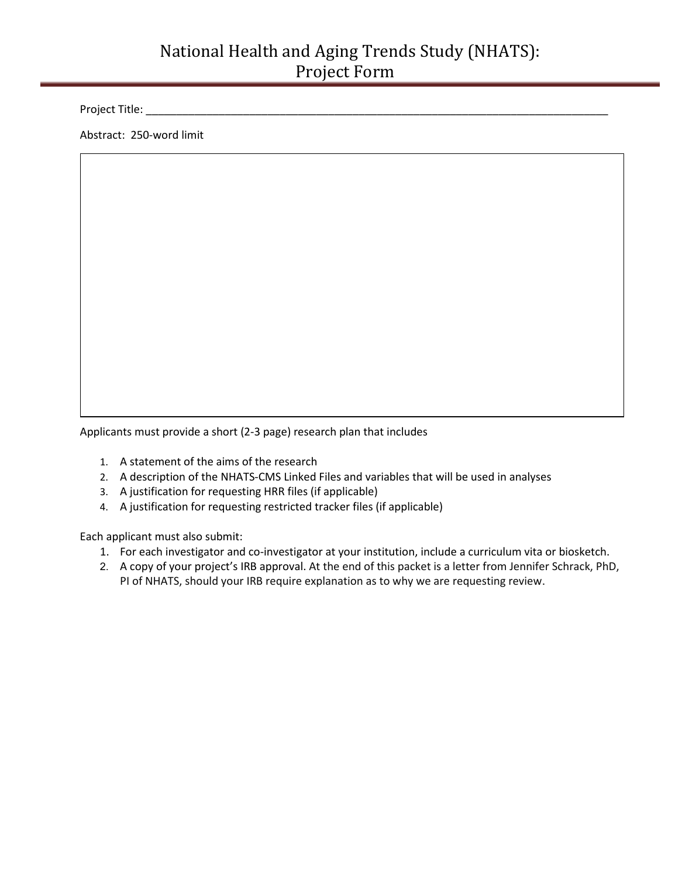# National Health and Aging Trends Study (NHATS): Project Form

Project Title: \_\_\_\_\_\_\_\_\_\_\_\_\_\_\_\_\_\_\_\_\_\_\_\_\_\_\_\_\_\_\_\_\_\_\_\_\_\_\_\_\_\_\_\_\_\_\_\_\_\_\_\_\_\_\_\_\_\_\_\_\_\_\_\_\_\_\_\_\_\_\_\_\_\_\_\_\_\_

Abstract: 250-word limit

| |
|---|
| |

Applicants must provide a short (2-3 page) research plan that includes

1. A statement of the aims of the research
2. A description of the NHATS-CMS Linked Files and variables that will be used in analyses
3. A justification for requesting HRR files (if applicable)
4. A justification for requesting restricted tracker files (if applicable)

Each applicant must also submit:

1. For each investigator and co-investigator at your institution, include a curriculum vita or biosketch.
2. A copy of your project's IRB approval. At the end of this packet is a letter from Jennifer Schrack, PhD, PI of NHATS, should your IRB require explanation as to why we are requesting review.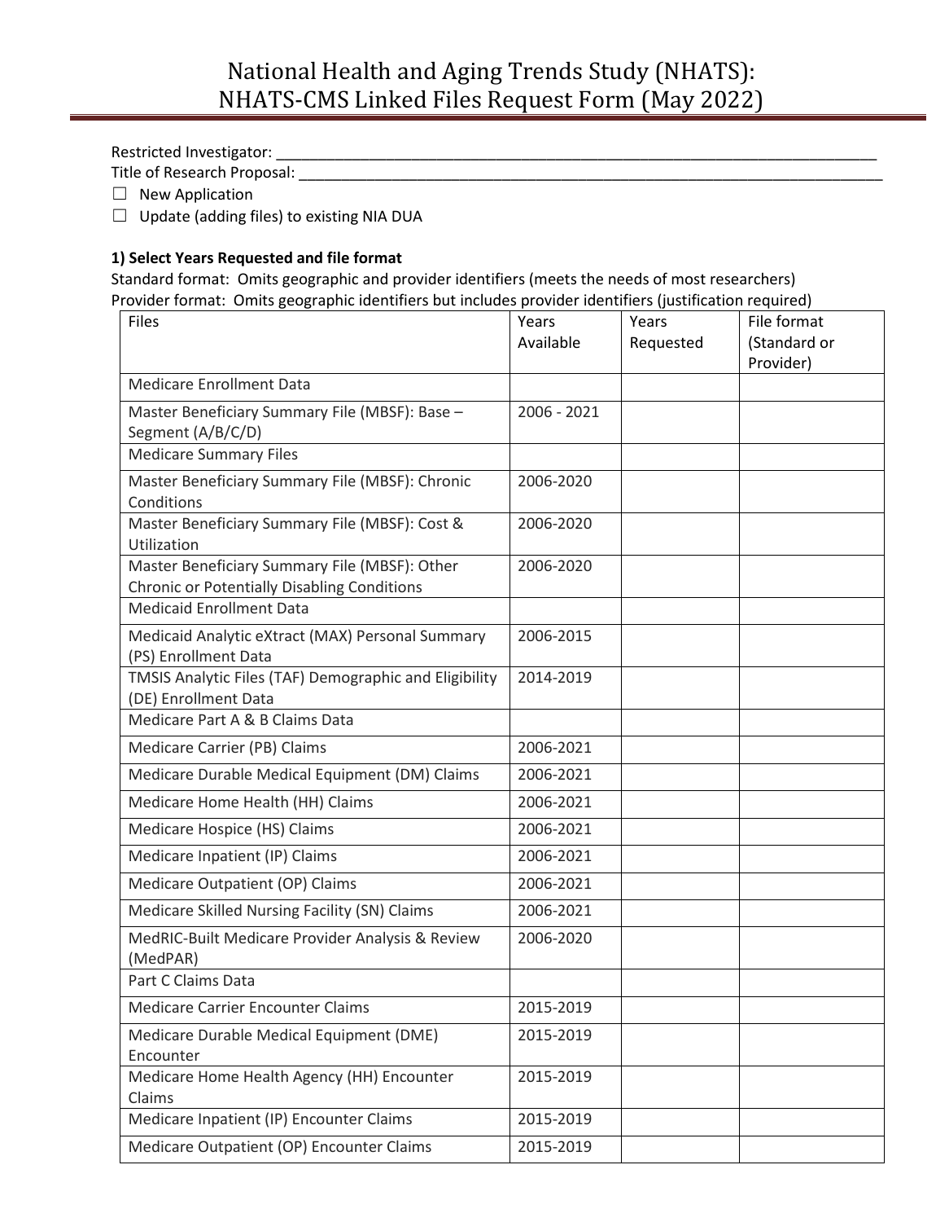# National Health and Aging Trends Study (NHATS): NHATS-CMS Linked Files Request Form (May 2022)

Restricted Investigator: ___________________________________________________________________________

Title of Research Proposal: _________________________________________________________________________

☐ New Application

☐ Update (adding files) to existing NIA DUA

**1) Select Years Requested and file format**

Standard format: Omits geographic and provider identifiers (meets the needs of most researchers)

Provider format: Omits geographic identifiers but includes provider identifiers (justification required)

| Files | Years Available | Years Requested | File format (Standard or Provider) |
|---|---|---|---|
| Medicare Enrollment Data | | | |
| Master Beneficiary Summary File (MBSF): Base – Segment (A/B/C/D) | 2006 - 2021 | | |
| Medicare Summary Files | | | |
| Master Beneficiary Summary File (MBSF): Chronic Conditions | 2006-2020 | | |
| Master Beneficiary Summary File (MBSF): Cost & Utilization | 2006-2020 | | |
| Master Beneficiary Summary File (MBSF): Other Chronic or Potentially Disabling Conditions | 2006-2020 | | |
| Medicaid Enrollment Data | | | |
| Medicaid Analytic eXtract (MAX) Personal Summary (PS) Enrollment Data | 2006-2015 | | |
| TMSIS Analytic Files (TAF) Demographic and Eligibility (DE) Enrollment Data | 2014-2019 | | |
| Medicare Part A & B Claims Data | | | |
| Medicare Carrier (PB) Claims | 2006-2021 | | |
| Medicare Durable Medical Equipment (DM) Claims | 2006-2021 | | |
| Medicare Home Health (HH) Claims | 2006-2021 | | |
| Medicare Hospice (HS) Claims | 2006-2021 | | |
| Medicare Inpatient (IP) Claims | 2006-2021 | | |
| Medicare Outpatient (OP) Claims | 2006-2021 | | |
| Medicare Skilled Nursing Facility (SN) Claims | 2006-2021 | | |
| MedRIC-Built Medicare Provider Analysis & Review (MedPAR) | 2006-2020 | | |
| Part C Claims Data | | | |
| Medicare Carrier Encounter Claims | 2015-2019 | | |
| Medicare Durable Medical Equipment (DME) Encounter | 2015-2019 | | |
| Medicare Home Health Agency (HH) Encounter Claims | 2015-2019 | | |
| Medicare Inpatient (IP) Encounter Claims | 2015-2019 | | |
| Medicare Outpatient (OP) Encounter Claims | 2015-2019 | | |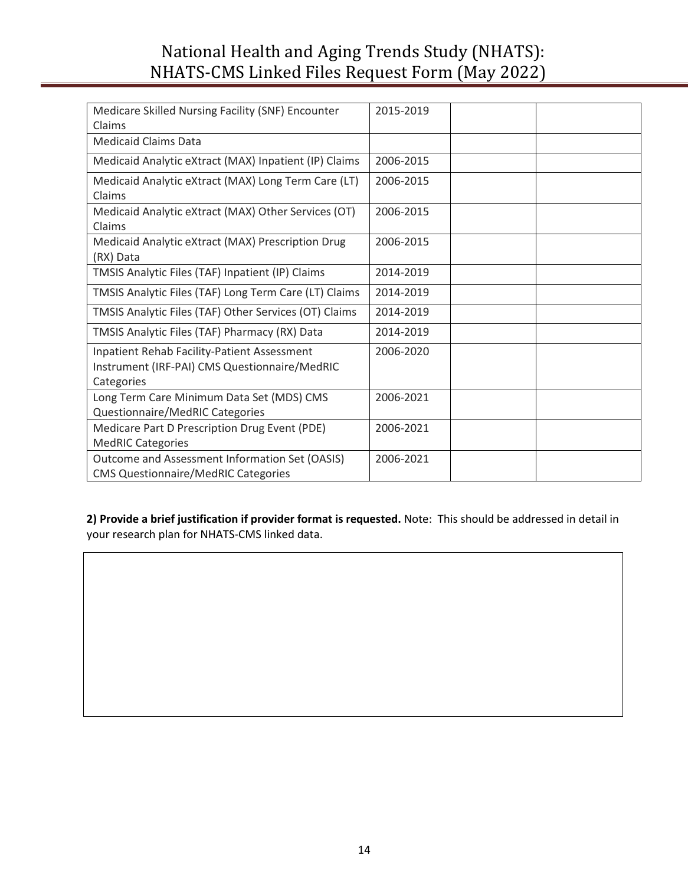| | | | |
|---|---|---|---|
| Medicare Skilled Nursing Facility (SNF) Encounter Claims | 2015-2019 | | |
| Medicaid Claims Data | | | |
| Medicaid Analytic eXtract (MAX) Inpatient (IP) Claims | 2006-2015 | | |
| Medicaid Analytic eXtract (MAX) Long Term Care (LT) Claims | 2006-2015 | | |
| Medicaid Analytic eXtract (MAX) Other Services (OT) Claims | 2006-2015 | | |
| Medicaid Analytic eXtract (MAX) Prescription Drug (RX) Data | 2006-2015 | | |
| TMSIS Analytic Files (TAF) Inpatient (IP) Claims | 2014-2019 | | |
| TMSIS Analytic Files (TAF) Long Term Care (LT) Claims | 2014-2019 | | |
| TMSIS Analytic Files (TAF) Other Services (OT) Claims | 2014-2019 | | |
| TMSIS Analytic Files (TAF) Pharmacy (RX) Data | 2014-2019 | | |
| Inpatient Rehab Facility-Patient Assessment Instrument (IRF-PAI) CMS Questionnaire/MedRIC Categories | 2006-2020 | | |
| Long Term Care Minimum Data Set (MDS) CMS Questionnaire/MedRIC Categories | 2006-2021 | | |
| Medicare Part D Prescription Drug Event (PDE) MedRIC Categories | 2006-2021 | | |
| Outcome and Assessment Information Set (OASIS) CMS Questionnaire/MedRIC Categories | 2006-2021 | | |

**2) Provide a brief justification if provider format is requested.** Note: This should be addressed in detail in your research plan for NHATS-CMS linked data.

| |
|---|
| |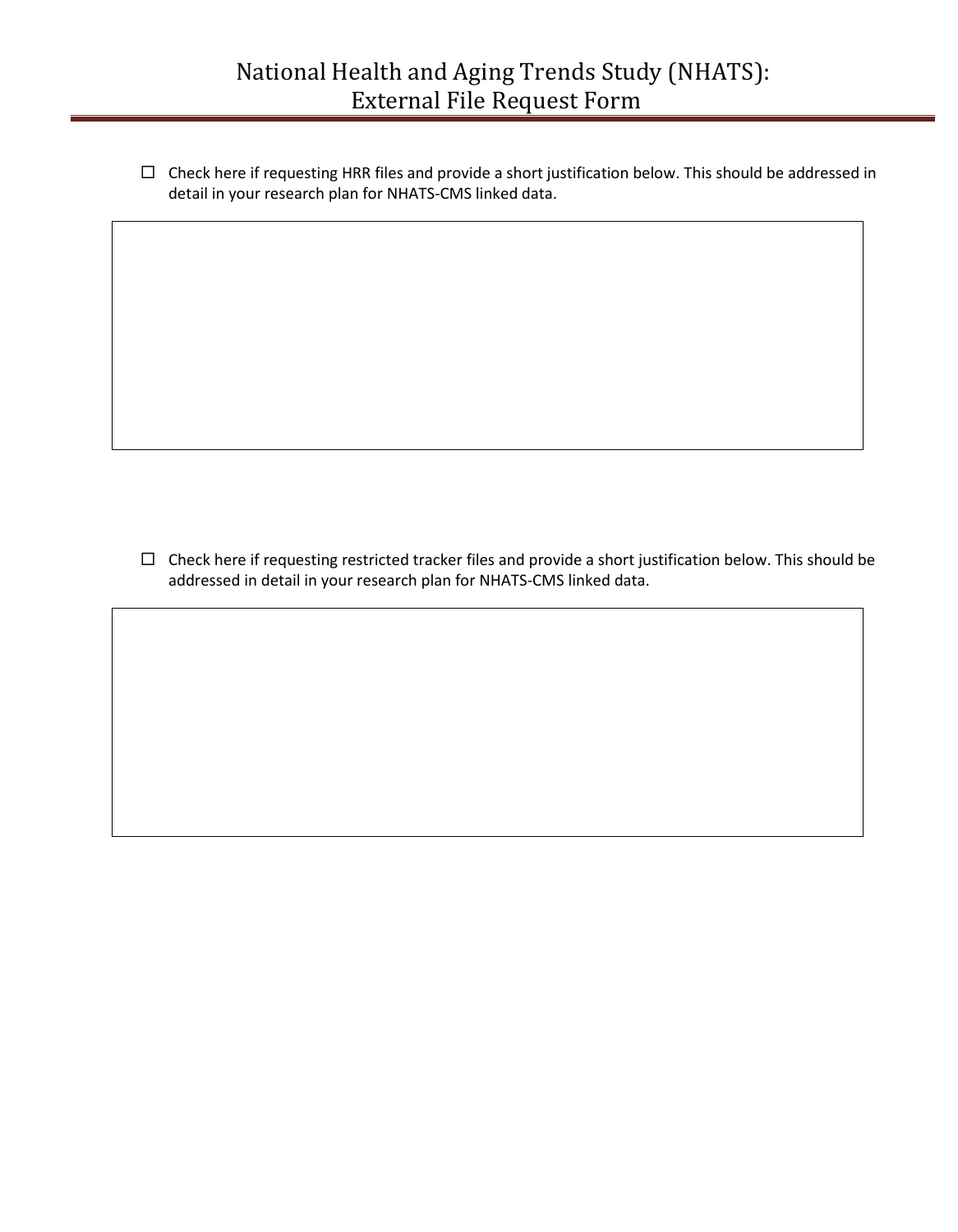# National Health and Aging Trends Study (NHATS):
# External File Request Form

☐ Check here if requesting HRR files and provide a short justification below. This should be addressed in detail in your research plan for NHATS-CMS linked data.

| |
|---|
| |

☐ Check here if requesting restricted tracker files and provide a short justification below. This should be addressed in detail in your research plan for NHATS-CMS linked data.

| |
|---|
| |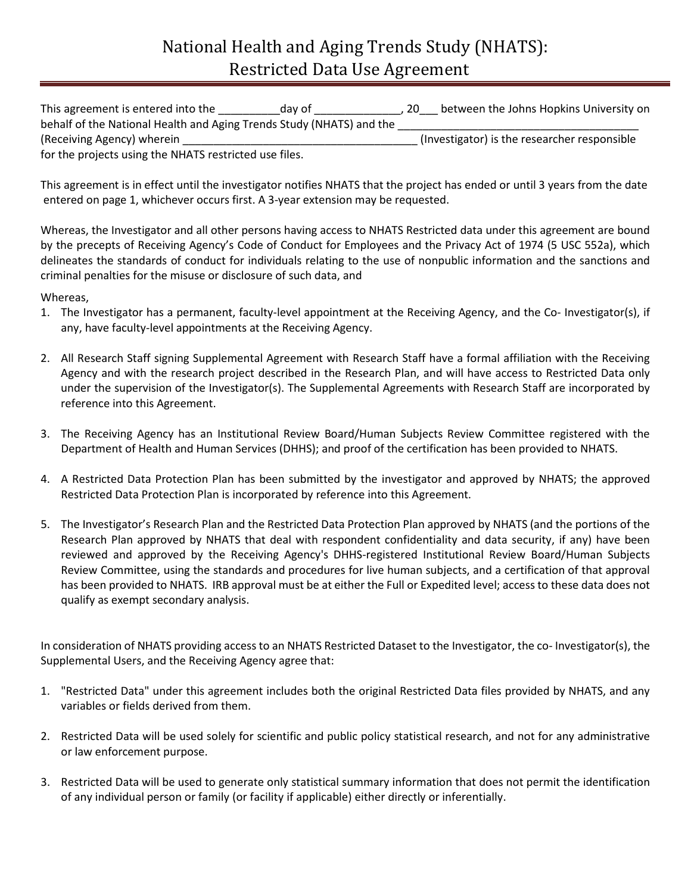# National Health and Aging Trends Study (NHATS): Restricted Data Use Agreement

This agreement is entered into the __________day of ______________, 20___ between the Johns Hopkins University on behalf of the National Health and Aging Trends Study (NHATS) and the _________________________________________ (Receiving Agency) wherein _______________________________________ (Investigator) is the researcher responsible for the projects using the NHATS restricted use files.

This agreement is in effect until the investigator notifies NHATS that the project has ended or until 3 years from the date entered on page 1, whichever occurs first. A 3-year extension may be requested.

Whereas, the Investigator and all other persons having access to NHATS Restricted data under this agreement are bound by the precepts of Receiving Agency's Code of Conduct for Employees and the Privacy Act of 1974 (5 USC 552a), which delineates the standards of conduct for individuals relating to the use of nonpublic information and the sanctions and criminal penalties for the misuse or disclosure of such data, and

Whereas,

1. The Investigator has a permanent, faculty-level appointment at the Receiving Agency, and the Co- Investigator(s), if any, have faculty-level appointments at the Receiving Agency.

2. All Research Staff signing Supplemental Agreement with Research Staff have a formal affiliation with the Receiving Agency and with the research project described in the Research Plan, and will have access to Restricted Data only under the supervision of the Investigator(s). The Supplemental Agreements with Research Staff are incorporated by reference into this Agreement.

3. The Receiving Agency has an Institutional Review Board/Human Subjects Review Committee registered with the Department of Health and Human Services (DHHS); and proof of the certification has been provided to NHATS.

4. A Restricted Data Protection Plan has been submitted by the investigator and approved by NHATS; the approved Restricted Data Protection Plan is incorporated by reference into this Agreement.

5. The Investigator's Research Plan and the Restricted Data Protection Plan approved by NHATS (and the portions of the Research Plan approved by NHATS that deal with respondent confidentiality and data security, if any) have been reviewed and approved by the Receiving Agency's DHHS-registered Institutional Review Board/Human Subjects Review Committee, using the standards and procedures for live human subjects, and a certification of that approval has been provided to NHATS. IRB approval must be at either the Full or Expedited level; access to these data does not qualify as exempt secondary analysis.

In consideration of NHATS providing access to an NHATS Restricted Dataset to the Investigator, the co- Investigator(s), the Supplemental Users, and the Receiving Agency agree that:

1. "Restricted Data" under this agreement includes both the original Restricted Data files provided by NHATS, and any variables or fields derived from them.

2. Restricted Data will be used solely for scientific and public policy statistical research, and not for any administrative or law enforcement purpose.

3. Restricted Data will be used to generate only statistical summary information that does not permit the identification of any individual person or family (or facility if applicable) either directly or inferentially.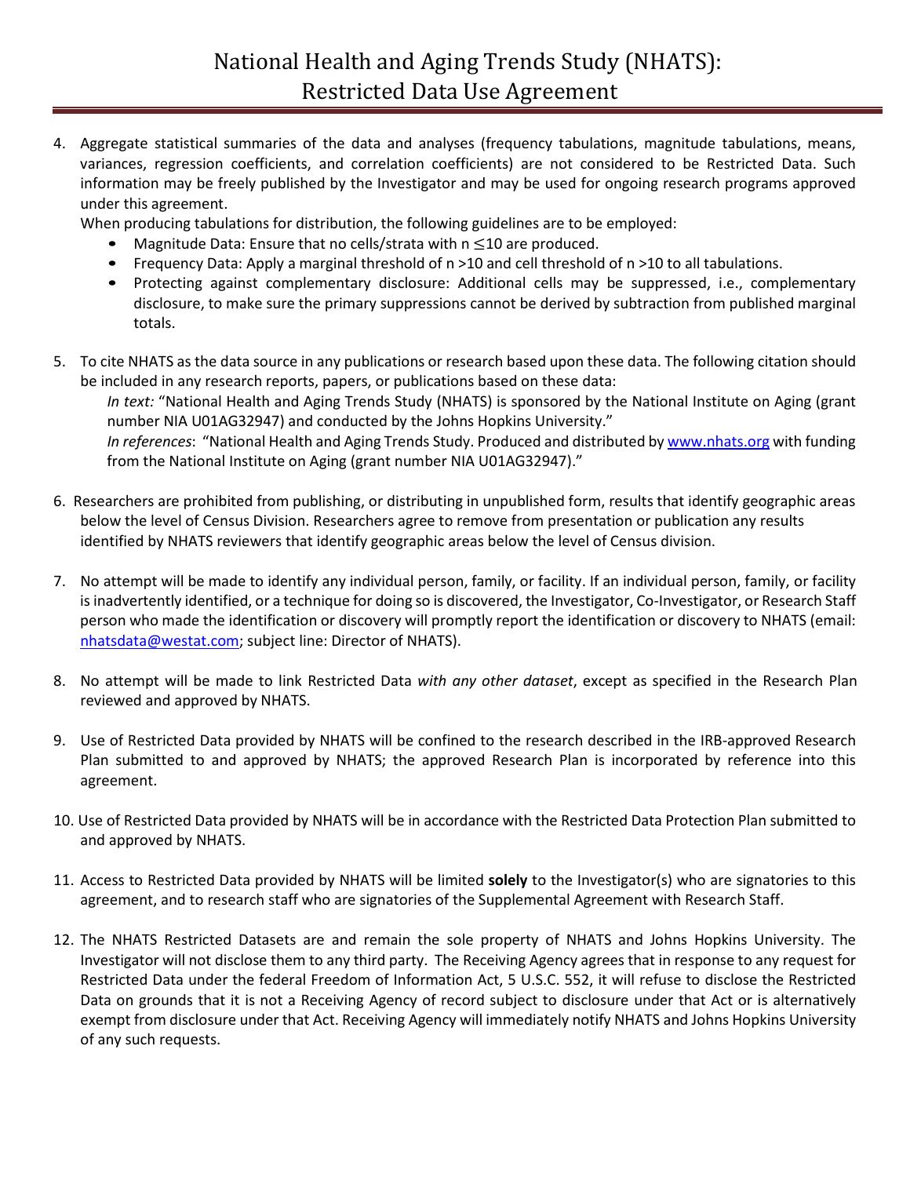4. Aggregate statistical summaries of the data and analyses (frequency tabulations, magnitude tabulations, means, variances, regression coefficients, and correlation coefficients) are not considered to be Restricted Data. Such information may be freely published by the Investigator and may be used for ongoing research programs approved under this agreement.

   When producing tabulations for distribution, the following guidelines are to be employed:
   - Magnitude Data: Ensure that no cells/strata with n ≤10 are produced.
   - Frequency Data: Apply a marginal threshold of n >10 and cell threshold of n >10 to all tabulations.
   - Protecting against complementary disclosure: Additional cells may be suppressed, i.e., complementary disclosure, to make sure the primary suppressions cannot be derived by subtraction from published marginal totals.

5. To cite NHATS as the data source in any publications or research based upon these data. The following citation should be included in any research reports, papers, or publications based on these data:

   *In text:* "National Health and Aging Trends Study (NHATS) is sponsored by the National Institute on Aging (grant number NIA U01AG32947) and conducted by the Johns Hopkins University."

   *In references*: "National Health and Aging Trends Study. Produced and distributed by www.nhats.org with funding from the National Institute on Aging (grant number NIA U01AG32947)."

6. Researchers are prohibited from publishing, or distributing in unpublished form, results that identify geographic areas below the level of Census Division. Researchers agree to remove from presentation or publication any results identified by NHATS reviewers that identify geographic areas below the level of Census division.

7. No attempt will be made to identify any individual person, family, or facility. If an individual person, family, or facility is inadvertently identified, or a technique for doing so is discovered, the Investigator, Co-Investigator, or Research Staff person who made the identification or discovery will promptly report the identification or discovery to NHATS (email: nhatsdata@westat.com; subject line: Director of NHATS).

8. No attempt will be made to link Restricted Data *with any other dataset*, except as specified in the Research Plan reviewed and approved by NHATS.

9. Use of Restricted Data provided by NHATS will be confined to the research described in the IRB-approved Research Plan submitted to and approved by NHATS; the approved Research Plan is incorporated by reference into this agreement.

10. Use of Restricted Data provided by NHATS will be in accordance with the Restricted Data Protection Plan submitted to and approved by NHATS.

11. Access to Restricted Data provided by NHATS will be limited **solely** to the Investigator(s) who are signatories to this agreement, and to research staff who are signatories of the Supplemental Agreement with Research Staff.

12. The NHATS Restricted Datasets are and remain the sole property of NHATS and Johns Hopkins University. The Investigator will not disclose them to any third party. The Receiving Agency agrees that in response to any request for Restricted Data under the federal Freedom of Information Act, 5 U.S.C. 552, it will refuse to disclose the Restricted Data on grounds that it is not a Receiving Agency of record subject to disclosure under that Act or is alternatively exempt from disclosure under that Act. Receiving Agency will immediately notify NHATS and Johns Hopkins University of any such requests.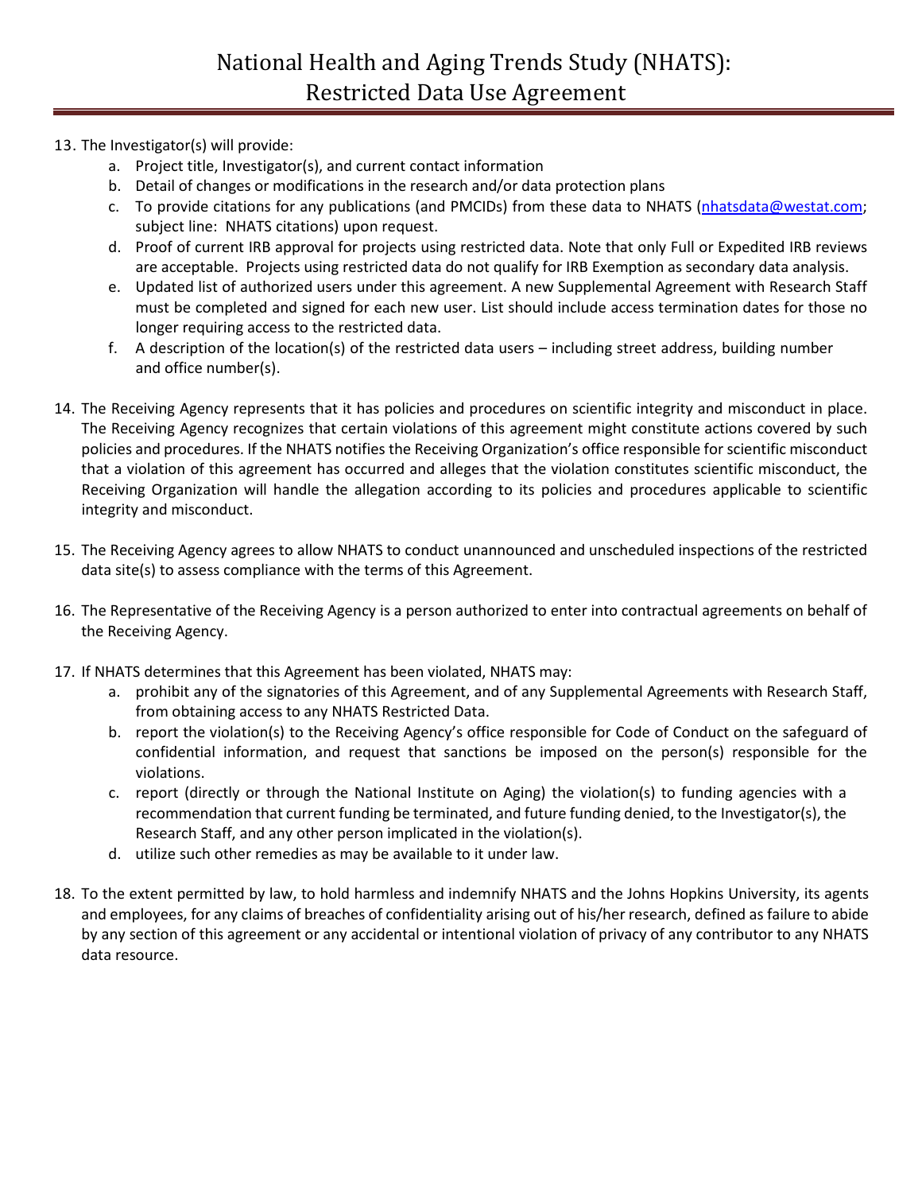13. The Investigator(s) will provide:
    a. Project title, Investigator(s), and current contact information
    b. Detail of changes or modifications in the research and/or data protection plans
    c. To provide citations for any publications (and PMCIDs) from these data to NHATS (nhatsdata@westat.com; subject line: NHATS citations) upon request.
    d. Proof of current IRB approval for projects using restricted data. Note that only Full or Expedited IRB reviews are acceptable. Projects using restricted data do not qualify for IRB Exemption as secondary data analysis.
    e. Updated list of authorized users under this agreement. A new Supplemental Agreement with Research Staff must be completed and signed for each new user. List should include access termination dates for those no longer requiring access to the restricted data.
    f. A description of the location(s) of the restricted data users – including street address, building number and office number(s).

14. The Receiving Agency represents that it has policies and procedures on scientific integrity and misconduct in place. The Receiving Agency recognizes that certain violations of this agreement might constitute actions covered by such policies and procedures. If the NHATS notifies the Receiving Organization's office responsible for scientific misconduct that a violation of this agreement has occurred and alleges that the violation constitutes scientific misconduct, the Receiving Organization will handle the allegation according to its policies and procedures applicable to scientific integrity and misconduct.

15. The Receiving Agency agrees to allow NHATS to conduct unannounced and unscheduled inspections of the restricted data site(s) to assess compliance with the terms of this Agreement.

16. The Representative of the Receiving Agency is a person authorized to enter into contractual agreements on behalf of the Receiving Agency.

17. If NHATS determines that this Agreement has been violated, NHATS may:
    a. prohibit any of the signatories of this Agreement, and of any Supplemental Agreements with Research Staff, from obtaining access to any NHATS Restricted Data.
    b. report the violation(s) to the Receiving Agency's office responsible for Code of Conduct on the safeguard of confidential information, and request that sanctions be imposed on the person(s) responsible for the violations.
    c. report (directly or through the National Institute on Aging) the violation(s) to funding agencies with a recommendation that current funding be terminated, and future funding denied, to the Investigator(s), the Research Staff, and any other person implicated in the violation(s).
    d. utilize such other remedies as may be available to it under law.

18. To the extent permitted by law, to hold harmless and indemnify NHATS and the Johns Hopkins University, its agents and employees, for any claims of breaches of confidentiality arising out of his/her research, defined as failure to abide by any section of this agreement or any accidental or intentional violation of privacy of any contributor to any NHATS data resource.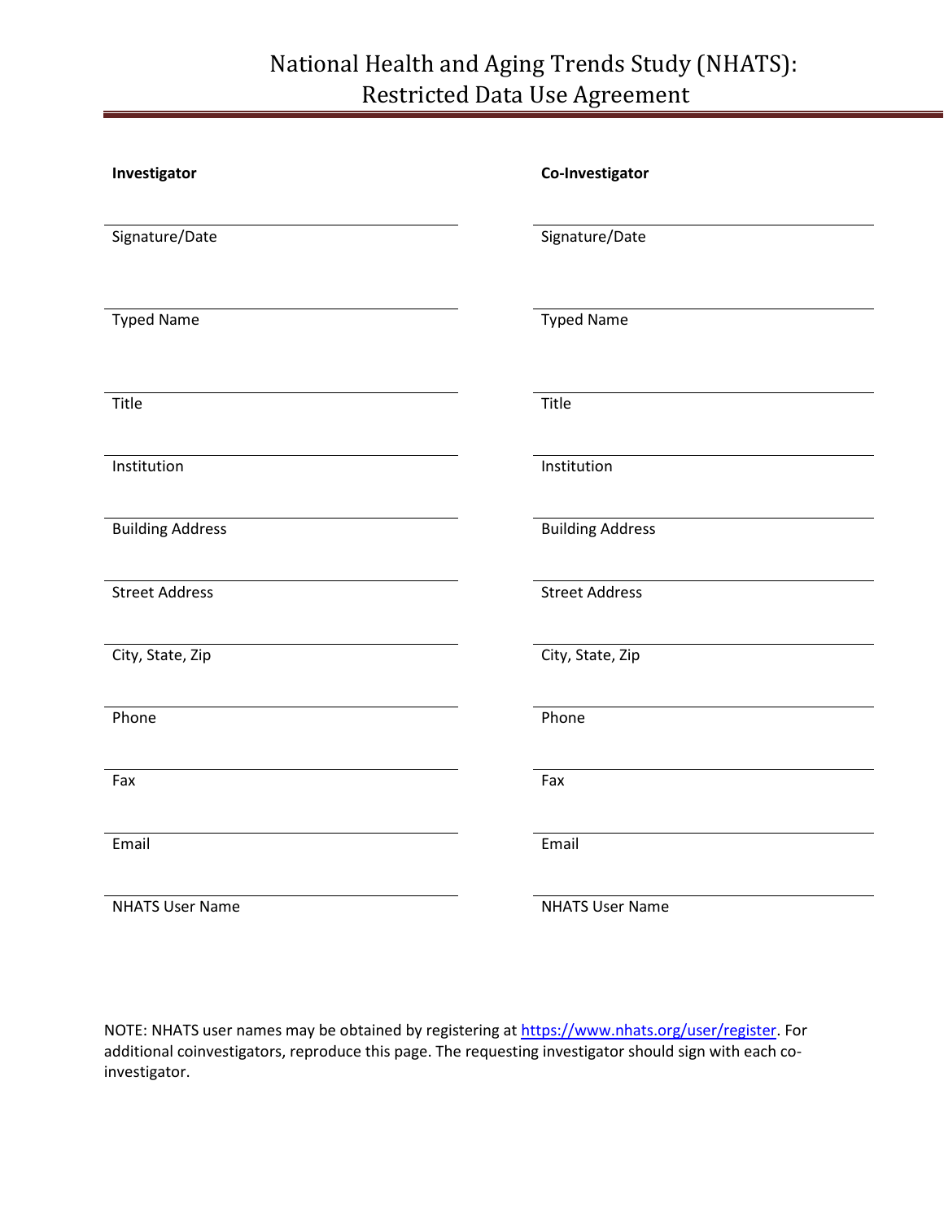# National Health and Aging Trends Study (NHATS): Restricted Data Use Agreement

**Investigator**

Signature/Date

Typed Name

Title

Institution

Building Address

Street Address

City, State, Zip

Phone

Fax

Email

NHATS User Name

**Co-Investigator**

Signature/Date

Typed Name

Title

Institution

Building Address

Street Address

City, State, Zip

Phone

Fax

Email

NHATS User Name

NOTE: NHATS user names may be obtained by registering at https://www.nhats.org/user/register. For additional coinvestigators, reproduce this page. The requesting investigator should sign with each co-investigator.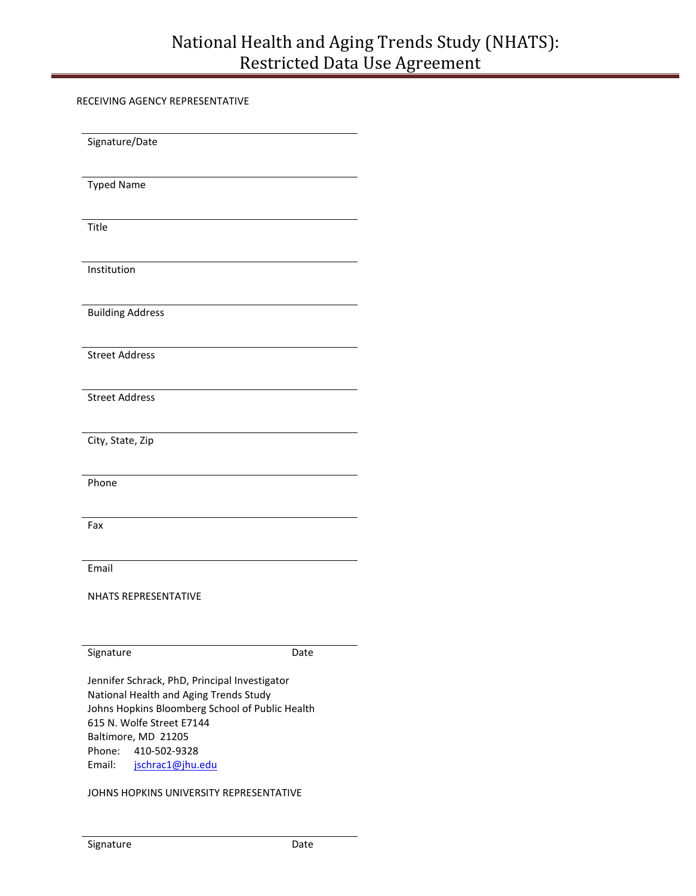# National Health and Aging Trends Study (NHATS): Restricted Data Use Agreement

RECEIVING AGENCY REPRESENTATIVE

______________________________
Signature/Date

______________________________
Typed Name

______________________________
Title

______________________________
Institution

______________________________
Building Address

______________________________
Street Address

______________________________
Street Address

______________________________
City, State, Zip

______________________________
Phone

______________________________
Fax

______________________________
Email

NHATS REPRESENTATIVE

______________________________
Signature                                        Date

Jennifer Schrack, PhD, Principal Investigator
National Health and Aging Trends Study
Johns Hopkins Bloomberg School of Public Health
615 N. Wolfe Street E7144
Baltimore, MD 21205
Phone: 410-502-9328
Email: jschrac1@jhu.edu

JOHNS HOPKINS UNIVERSITY REPRESENTATIVE

______________________________
Signature                                        Date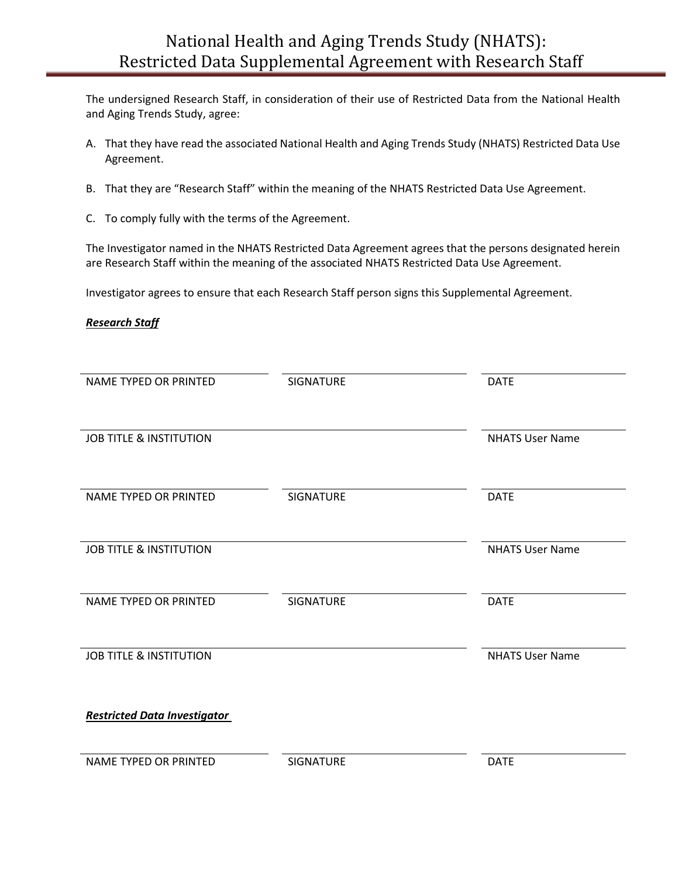# National Health and Aging Trends Study (NHATS): Restricted Data Supplemental Agreement with Research Staff

The undersigned Research Staff, in consideration of their use of Restricted Data from the National Health and Aging Trends Study, agree:

A. That they have read the associated National Health and Aging Trends Study (NHATS) Restricted Data Use Agreement.

B. That they are "Research Staff" within the meaning of the NHATS Restricted Data Use Agreement.

C. To comply fully with the terms of the Agreement.

The Investigator named in the NHATS Restricted Data Agreement agrees that the persons designated herein are Research Staff within the meaning of the associated NHATS Restricted Data Use Agreement.

Investigator agrees to ensure that each Research Staff person signs this Supplemental Agreement.

***Research Staff***

| NAME TYPED OR PRINTED | SIGNATURE | DATE |
|---|---|---|
| JOB TITLE & INSTITUTION | | NHATS User Name |

| NAME TYPED OR PRINTED | SIGNATURE | DATE |
|---|---|---|
| JOB TITLE & INSTITUTION | | NHATS User Name |

| NAME TYPED OR PRINTED | SIGNATURE | DATE |
|---|---|---|
| JOB TITLE & INSTITUTION | | NHATS User Name |

***Restricted Data Investigator***

| NAME TYPED OR PRINTED | SIGNATURE | DATE |
|---|---|---|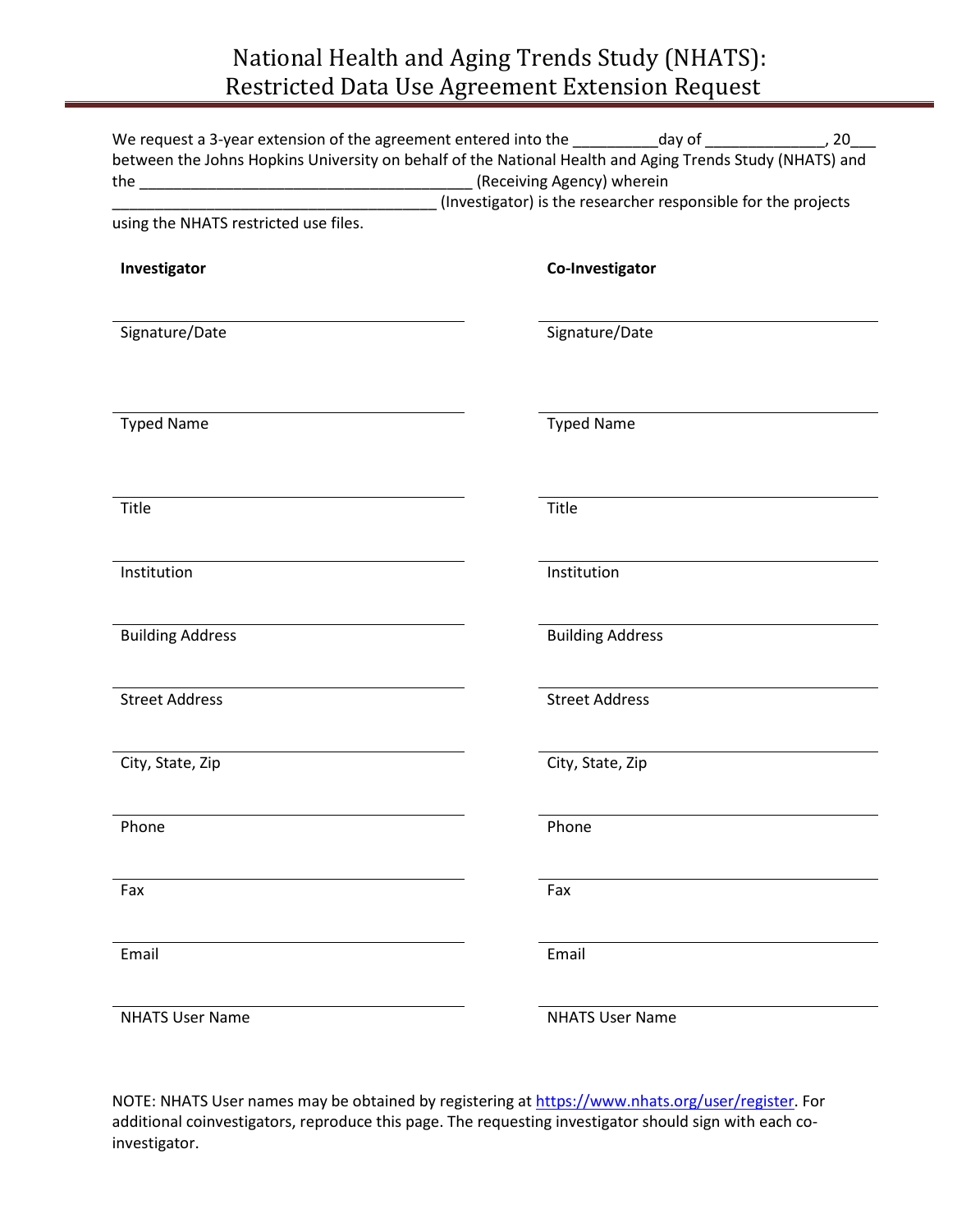# National Health and Aging Trends Study (NHATS): Restricted Data Use Agreement Extension Request

We request a 3-year extension of the agreement entered into the __________day of ______________, 20___ between the Johns Hopkins University on behalf of the National Health and Aging Trends Study (NHATS) and the ________________________________________ (Receiving Agency) wherein ________________________________________ (Investigator) is the researcher responsible for the projects using the NHATS restricted use files.

| **Investigator** | **Co-Investigator** |
|---|---|
| Signature/Date | Signature/Date |
| Typed Name | Typed Name |
| Title | Title |
| Institution | Institution |
| Building Address | Building Address |
| Street Address | Street Address |
| City, State, Zip | City, State, Zip |
| Phone | Phone |
| Fax | Fax |
| Email | Email |
| NHATS User Name | NHATS User Name |

NOTE: NHATS User names may be obtained by registering at https://www.nhats.org/user/register. For additional coinvestigators, reproduce this page. The requesting investigator should sign with each co-investigator.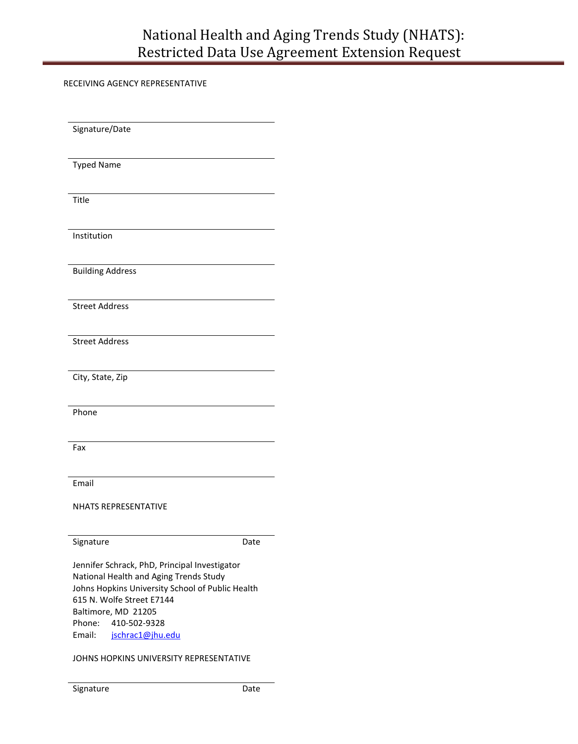# National Health and Aging Trends Study (NHATS): Restricted Data Use Agreement Extension Request

RECEIVING AGENCY REPRESENTATIVE

\_\_\_\_\_\_\_\_\_\_\_\_\_\_\_\_\_\_\_\_\_\_\_\_\_\_\_\_\_\_\_\_\_\_\_\_\_\_
Signature/Date

\_\_\_\_\_\_\_\_\_\_\_\_\_\_\_\_\_\_\_\_\_\_\_\_\_\_\_\_\_\_\_\_\_\_\_\_\_\_
Typed Name

\_\_\_\_\_\_\_\_\_\_\_\_\_\_\_\_\_\_\_\_\_\_\_\_\_\_\_\_\_\_\_\_\_\_\_\_\_\_
Title

\_\_\_\_\_\_\_\_\_\_\_\_\_\_\_\_\_\_\_\_\_\_\_\_\_\_\_\_\_\_\_\_\_\_\_\_\_\_
Institution

\_\_\_\_\_\_\_\_\_\_\_\_\_\_\_\_\_\_\_\_\_\_\_\_\_\_\_\_\_\_\_\_\_\_\_\_\_\_
Building Address

\_\_\_\_\_\_\_\_\_\_\_\_\_\_\_\_\_\_\_\_\_\_\_\_\_\_\_\_\_\_\_\_\_\_\_\_\_\_
Street Address

\_\_\_\_\_\_\_\_\_\_\_\_\_\_\_\_\_\_\_\_\_\_\_\_\_\_\_\_\_\_\_\_\_\_\_\_\_\_
Street Address

\_\_\_\_\_\_\_\_\_\_\_\_\_\_\_\_\_\_\_\_\_\_\_\_\_\_\_\_\_\_\_\_\_\_\_\_\_\_
City, State, Zip

\_\_\_\_\_\_\_\_\_\_\_\_\_\_\_\_\_\_\_\_\_\_\_\_\_\_\_\_\_\_\_\_\_\_\_\_\_\_
Phone

\_\_\_\_\_\_\_\_\_\_\_\_\_\_\_\_\_\_\_\_\_\_\_\_\_\_\_\_\_\_\_\_\_\_\_\_\_\_
Fax

\_\_\_\_\_\_\_\_\_\_\_\_\_\_\_\_\_\_\_\_\_\_\_\_\_\_\_\_\_\_\_\_\_\_\_\_\_\_
Email

NHATS REPRESENTATIVE

\_\_\_\_\_\_\_\_\_\_\_\_\_\_\_\_\_\_\_\_\_\_\_\_\_\_\_\_\_\_\_\_\_\_\_\_\_\_
Signature Date

Jennifer Schrack, PhD, Principal Investigator
National Health and Aging Trends Study
Johns Hopkins University School of Public Health
615 N. Wolfe Street E7144
Baltimore, MD 21205
Phone: 410-502-9328
Email: jschrac1@jhu.edu

JOHNS HOPKINS UNIVERSITY REPRESENTATIVE

\_\_\_\_\_\_\_\_\_\_\_\_\_\_\_\_\_\_\_\_\_\_\_\_\_\_\_\_\_\_\_\_\_\_\_\_\_\_
Signature Date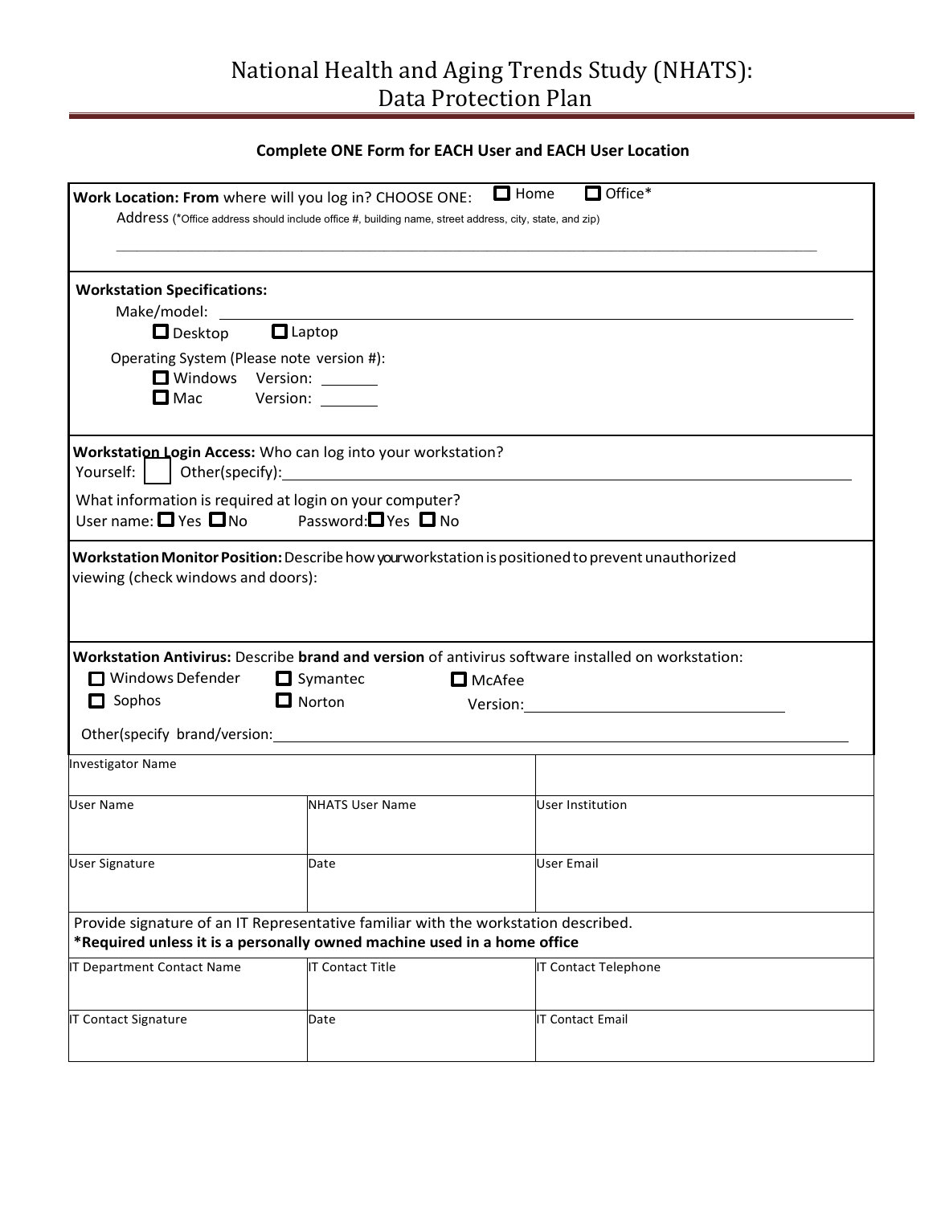# National Health and Aging Trends Study (NHATS): Data Protection Plan

**Complete ONE Form for EACH User and EACH User Location**

**Work Location: From** where will you log in? CHOOSE ONE: ☐ Home ☐ Office*

Address (*Office address should include office #, building name, street address, city, state, and zip)

______________________________________________________________________

**Workstation Specifications:**

Make/model: ______________________________________________

☐ Desktop ☐ Laptop

Operating System (Please note version #):

☐ Windows Version: _______

☐ Mac Version: _______

**Workstation Login Access:** Who can log into your workstation?

Yourself: ☐ Other(specify): ______________________________________________

What information is required at login on your computer?

User name: ☐ Yes ☐ No Password: ☐ Yes ☐ No

**Workstation Monitor Position:** Describe how your workstation is positioned to prevent unauthorized viewing (check windows and doors):

**Workstation Antivirus:** Describe **brand and version** of antivirus software installed on workstation:

☐ Windows Defender ☐ Symantec ☐ McAfee

☐ Sophos ☐ Norton Version: ______________________

Other(specify brand/version: ______________________________________________

| Investigator Name | | |
|---|---|---|
| User Name | NHATS User Name | User Institution |
| User Signature | Date | User Email |

Provide signature of an IT Representative familiar with the workstation described.
**\*Required unless it is a personally owned machine used in a home office**

| IT Department Contact Name | IT Contact Title | IT Contact Telephone |
|---|---|---|
| IT Contact Signature | Date | IT Contact Email |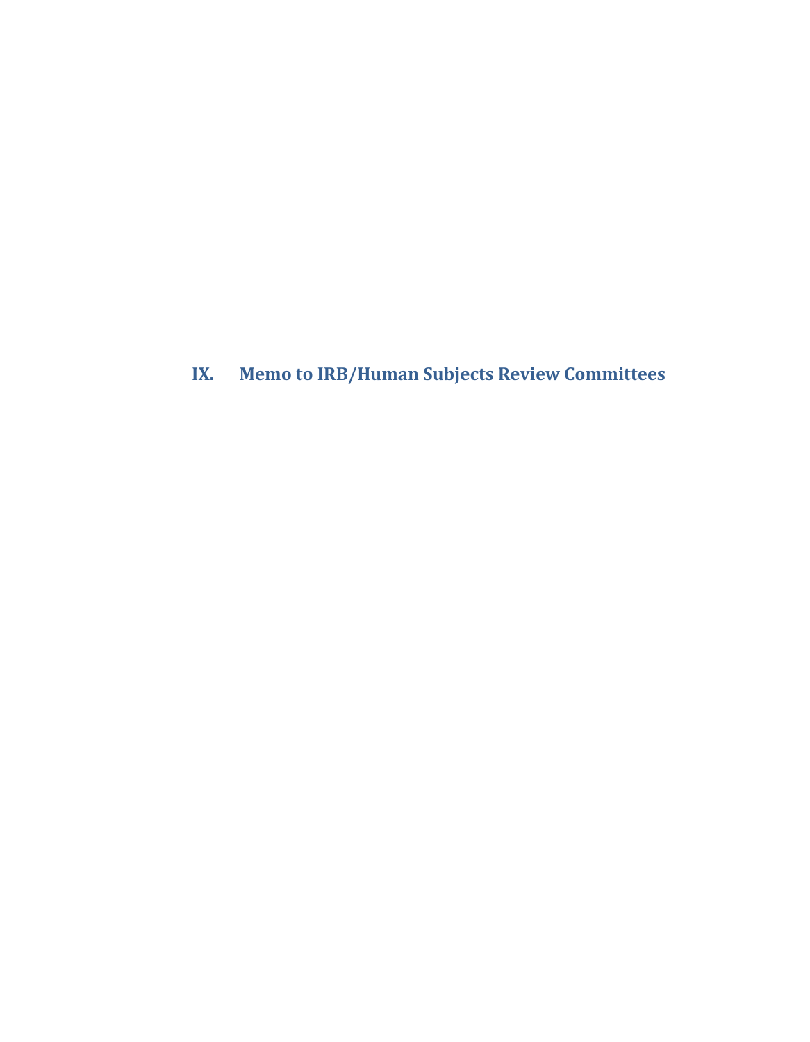# IX. Memo to IRB/Human Subjects Review Committees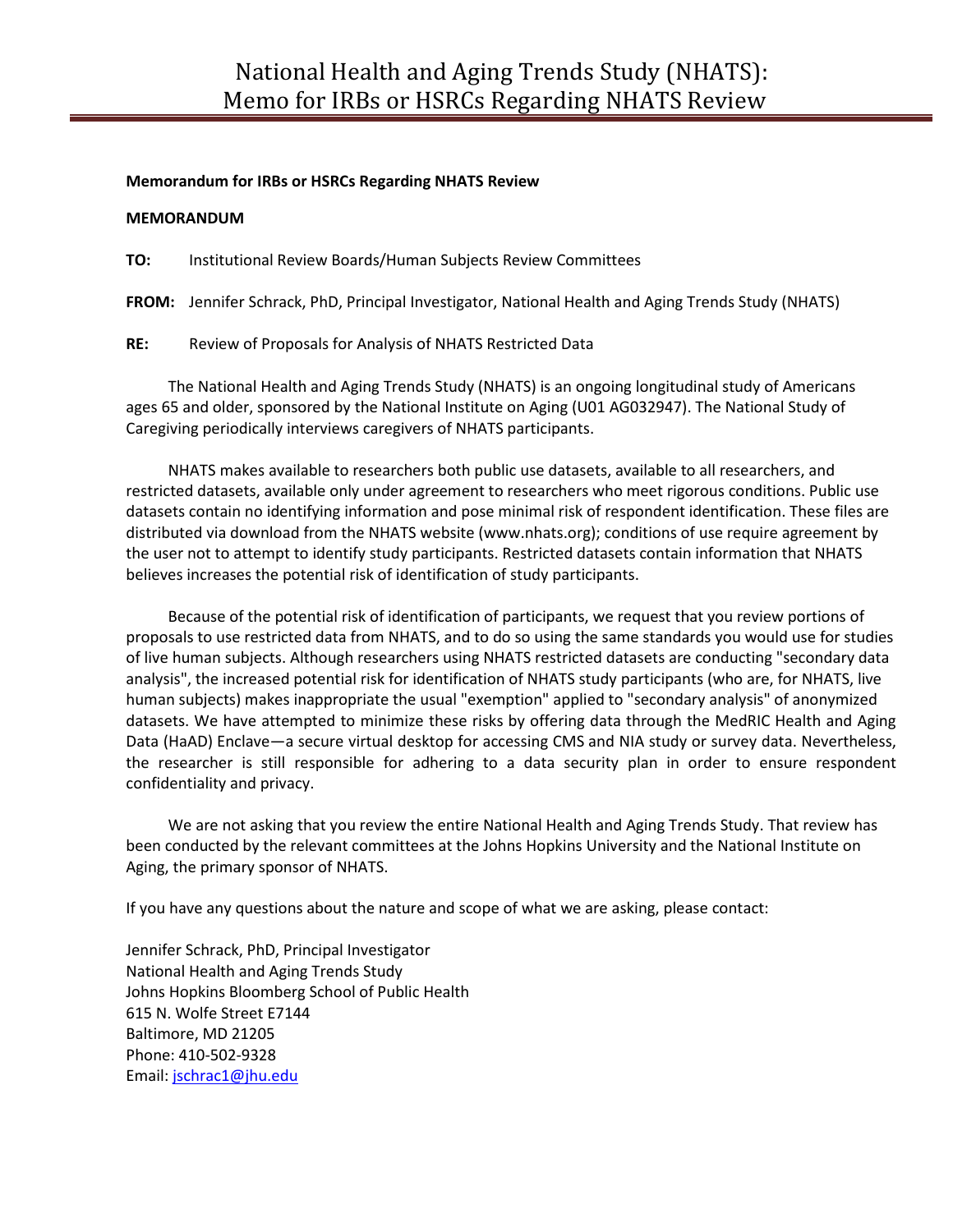# National Health and Aging Trends Study (NHATS): Memo for IRBs or HSRCs Regarding NHATS Review

**Memorandum for IRBs or HSRCs Regarding NHATS Review**

**MEMORANDUM**

**TO:** Institutional Review Boards/Human Subjects Review Committees

**FROM:** Jennifer Schrack, PhD, Principal Investigator, National Health and Aging Trends Study (NHATS)

**RE:** Review of Proposals for Analysis of NHATS Restricted Data

The National Health and Aging Trends Study (NHATS) is an ongoing longitudinal study of Americans ages 65 and older, sponsored by the National Institute on Aging (U01 AG032947). The National Study of Caregiving periodically interviews caregivers of NHATS participants.

NHATS makes available to researchers both public use datasets, available to all researchers, and restricted datasets, available only under agreement to researchers who meet rigorous conditions. Public use datasets contain no identifying information and pose minimal risk of respondent identification. These files are distributed via download from the NHATS website (www.nhats.org); conditions of use require agreement by the user not to attempt to identify study participants. Restricted datasets contain information that NHATS believes increases the potential risk of identification of study participants.

Because of the potential risk of identification of participants, we request that you review portions of proposals to use restricted data from NHATS, and to do so using the same standards you would use for studies of live human subjects. Although researchers using NHATS restricted datasets are conducting "secondary data analysis", the increased potential risk for identification of NHATS study participants (who are, for NHATS, live human subjects) makes inappropriate the usual "exemption" applied to "secondary analysis" of anonymized datasets. We have attempted to minimize these risks by offering data through the MedRIC Health and Aging Data (HaAD) Enclave—a secure virtual desktop for accessing CMS and NIA study or survey data. Nevertheless, the researcher is still responsible for adhering to a data security plan in order to ensure respondent confidentiality and privacy.

We are not asking that you review the entire National Health and Aging Trends Study. That review has been conducted by the relevant committees at the Johns Hopkins University and the National Institute on Aging, the primary sponsor of NHATS.

If you have any questions about the nature and scope of what we are asking, please contact:

Jennifer Schrack, PhD, Principal Investigator
National Health and Aging Trends Study
Johns Hopkins Bloomberg School of Public Health
615 N. Wolfe Street E7144
Baltimore, MD 21205
Phone: 410-502-9328
Email: jschrac1@jhu.edu